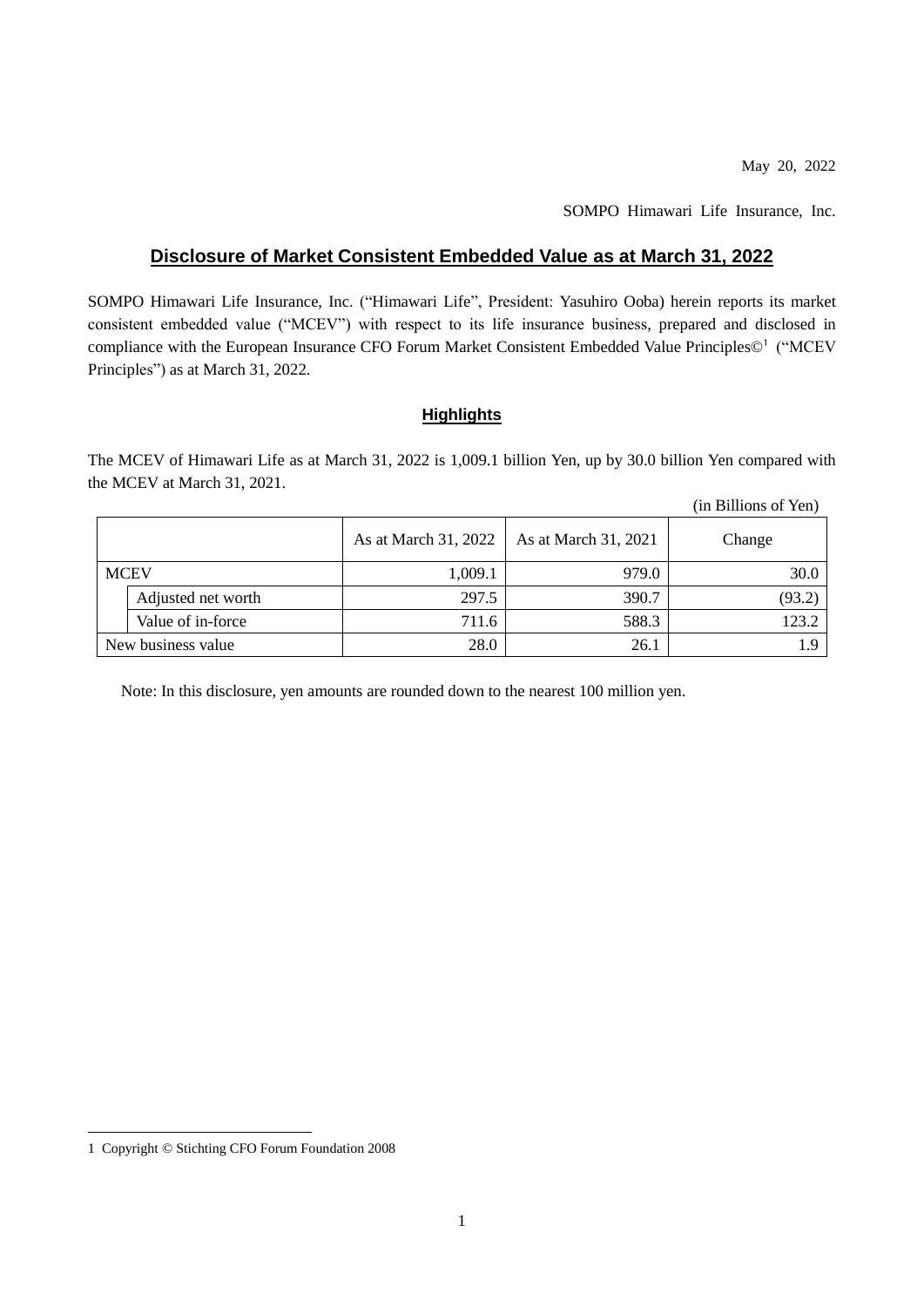May 20, 2022

SOMPO Himawari Life Insurance, Inc.

# Disclosure of Market Consistent Embedded Value as at March 31, 2022

SOMPO Himawari Life Insurance, Inc. ("Himawari Life", President: Yasuhiro Ooba) herein reports its market consistent embedded value ("MCEV") with respect to its life insurance business, prepared and disclosed in compliance with the European Insurance CFO Forum Market Consistent Embedded Value Principles©[1] ("MCEV Principles") as at March 31, 2022.

## Highlights

The MCEV of Himawari Life as at March 31, 2022 is 1,009.1 billion Yen, up by 30.0 billion Yen compared with the MCEV at March 31, 2021.

(in Billions of Yen)

| | | As at March 31, 2022 | As at March 31, 2021 | Change |
|---|---|---|---|---|
| MCEV | | 1,009.1 | 979.0 | 30.0 |
| | Adjusted net worth | 297.5 | 390.7 | (93.2) |
| | Value of in-force | 711.6 | 588.3 | 123.2 |
| New business value | | 28.0 | 26.1 | 1.9 |

Note: In this disclosure, yen amounts are rounded down to the nearest 100 million yen.

---

1 Copyright © Stichting CFO Forum Foundation 2008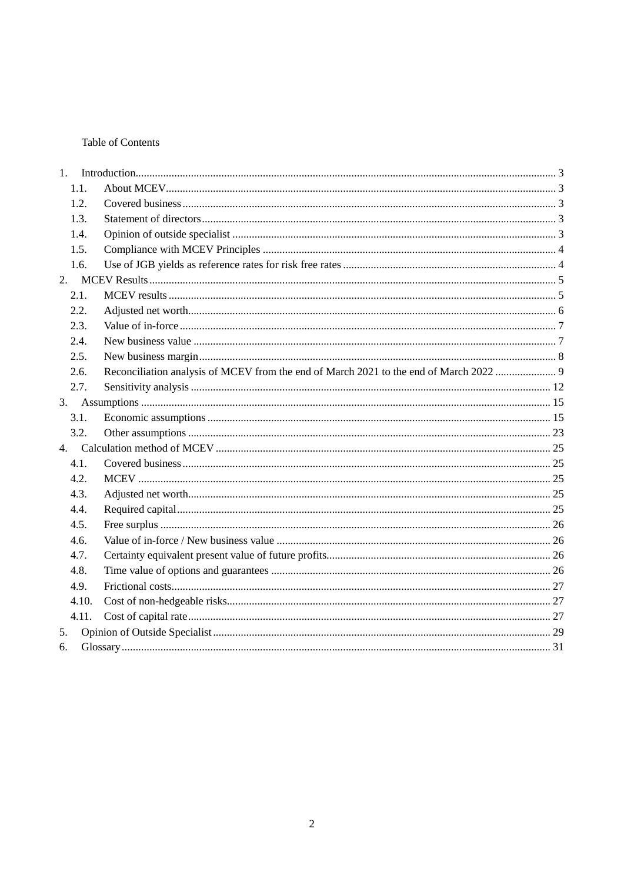Table of Contents

1. Introduction ..... 3
   - 1.1. About MCEV ..... 3
   - 1.2. Covered business ..... 3
   - 1.3. Statement of directors ..... 3
   - 1.4. Opinion of outside specialist ..... 3
   - 1.5. Compliance with MCEV Principles ..... 4
   - 1.6. Use of JGB yields as reference rates for risk free rates ..... 4
2. MCEV Results ..... 5
   - 2.1. MCEV results ..... 5
   - 2.2. Adjusted net worth ..... 6
   - 2.3. Value of in-force ..... 7
   - 2.4. New business value ..... 7
   - 2.5. New business margin ..... 8
   - 2.6. Reconciliation analysis of MCEV from the end of March 2021 to the end of March 2022 ..... 9
   - 2.7. Sensitivity analysis ..... 12
3. Assumptions ..... 15
   - 3.1. Economic assumptions ..... 15
   - 3.2. Other assumptions ..... 23
4. Calculation method of MCEV ..... 25
   - 4.1. Covered business ..... 25
   - 4.2. MCEV ..... 25
   - 4.3. Adjusted net worth ..... 25
   - 4.4. Required capital ..... 25
   - 4.5. Free surplus ..... 26
   - 4.6. Value of in-force / New business value ..... 26
   - 4.7. Certainty equivalent present value of future profits ..... 26
   - 4.8. Time value of options and guarantees ..... 26
   - 4.9. Frictional costs ..... 27
   - 4.10. Cost of non-hedgeable risks ..... 27
   - 4.11. Cost of capital rate ..... 27
5. Opinion of Outside Specialist ..... 29
6. Glossary ..... 31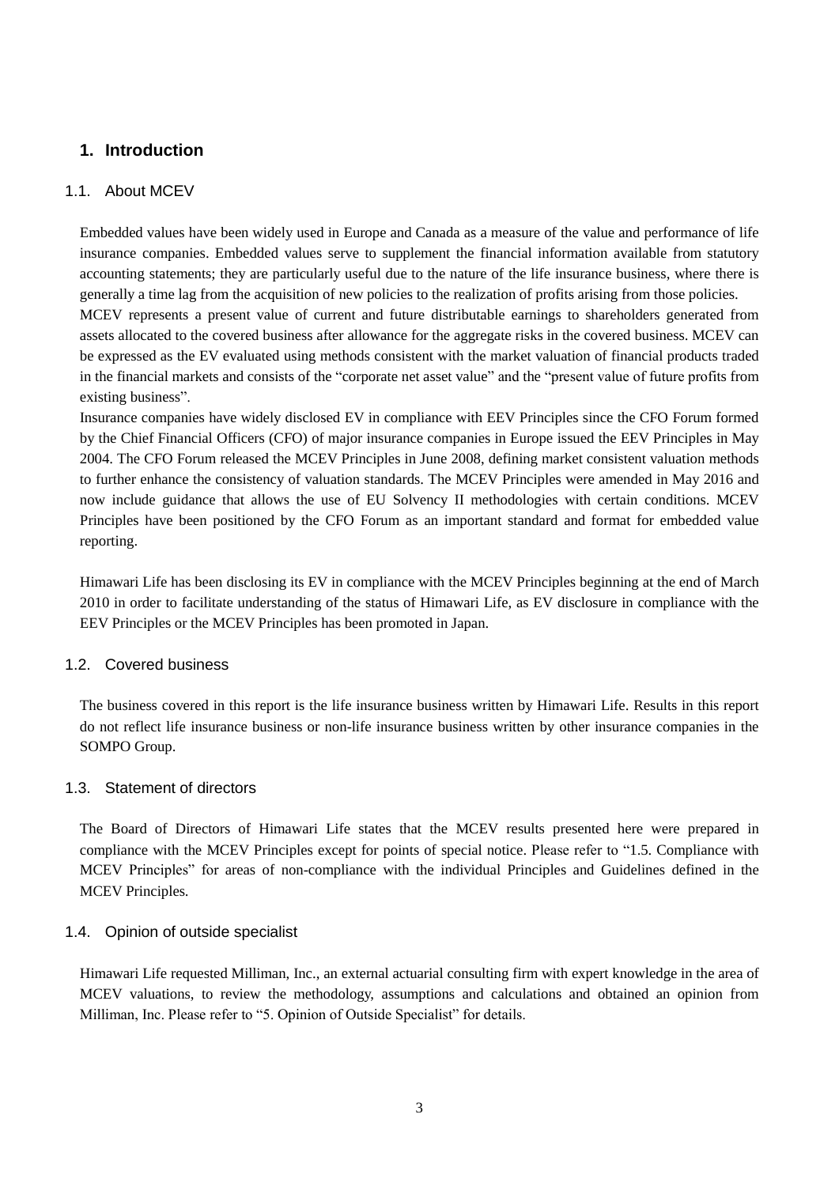# 1. Introduction

## 1.1. About MCEV

Embedded values have been widely used in Europe and Canada as a measure of the value and performance of life insurance companies. Embedded values serve to supplement the financial information available from statutory accounting statements; they are particularly useful due to the nature of the life insurance business, where there is generally a time lag from the acquisition of new policies to the realization of profits arising from those policies.

MCEV represents a present value of current and future distributable earnings to shareholders generated from assets allocated to the covered business after allowance for the aggregate risks in the covered business. MCEV can be expressed as the EV evaluated using methods consistent with the market valuation of financial products traded in the financial markets and consists of the "corporate net asset value" and the "present value of future profits from existing business".

Insurance companies have widely disclosed EV in compliance with EEV Principles since the CFO Forum formed by the Chief Financial Officers (CFO) of major insurance companies in Europe issued the EEV Principles in May 2004. The CFO Forum released the MCEV Principles in June 2008, defining market consistent valuation methods to further enhance the consistency of valuation standards. The MCEV Principles were amended in May 2016 and now include guidance that allows the use of EU Solvency II methodologies with certain conditions. MCEV Principles have been positioned by the CFO Forum as an important standard and format for embedded value reporting.

Himawari Life has been disclosing its EV in compliance with the MCEV Principles beginning at the end of March 2010 in order to facilitate understanding of the status of Himawari Life, as EV disclosure in compliance with the EEV Principles or the MCEV Principles has been promoted in Japan.

## 1.2. Covered business

The business covered in this report is the life insurance business written by Himawari Life. Results in this report do not reflect life insurance business or non-life insurance business written by other insurance companies in the SOMPO Group.

## 1.3. Statement of directors

The Board of Directors of Himawari Life states that the MCEV results presented here were prepared in compliance with the MCEV Principles except for points of special notice. Please refer to "1.5. Compliance with MCEV Principles" for areas of non-compliance with the individual Principles and Guidelines defined in the MCEV Principles.

## 1.4. Opinion of outside specialist

Himawari Life requested Milliman, Inc., an external actuarial consulting firm with expert knowledge in the area of MCEV valuations, to review the methodology, assumptions and calculations and obtained an opinion from Milliman, Inc. Please refer to "5. Opinion of Outside Specialist" for details.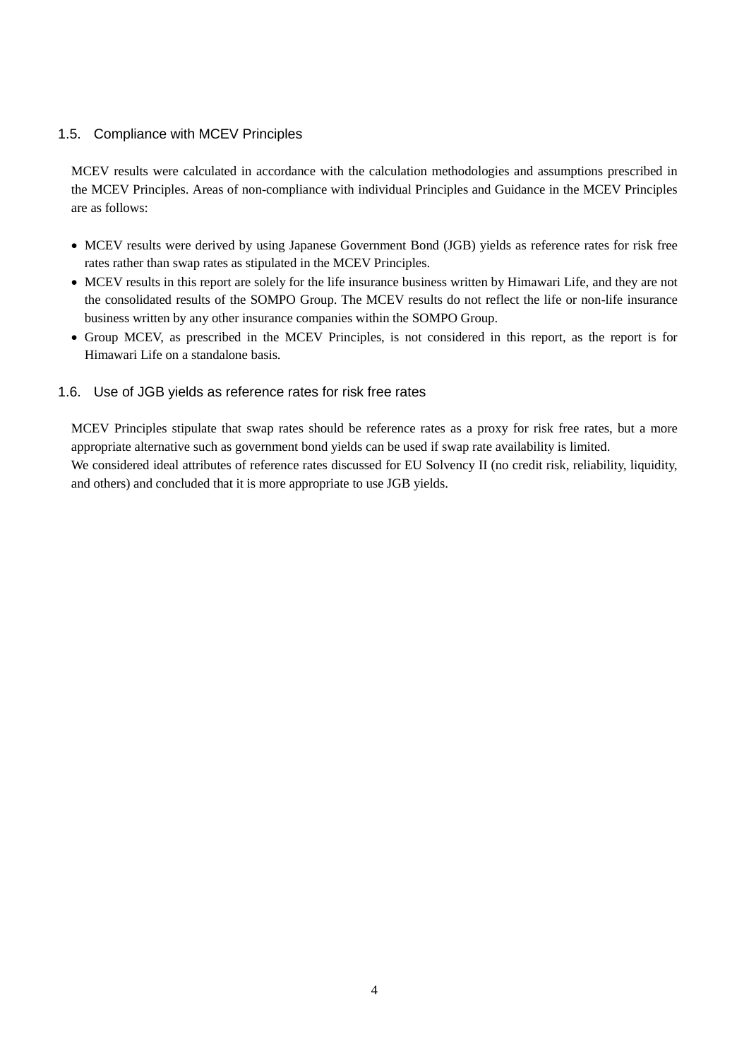## 1.5. Compliance with MCEV Principles

MCEV results were calculated in accordance with the calculation methodologies and assumptions prescribed in the MCEV Principles. Areas of non-compliance with individual Principles and Guidance in the MCEV Principles are as follows:

- MCEV results were derived by using Japanese Government Bond (JGB) yields as reference rates for risk free rates rather than swap rates as stipulated in the MCEV Principles.
- MCEV results in this report are solely for the life insurance business written by Himawari Life, and they are not the consolidated results of the SOMPO Group. The MCEV results do not reflect the life or non-life insurance business written by any other insurance companies within the SOMPO Group.
- Group MCEV, as prescribed in the MCEV Principles, is not considered in this report, as the report is for Himawari Life on a standalone basis.

## 1.6. Use of JGB yields as reference rates for risk free rates

MCEV Principles stipulate that swap rates should be reference rates as a proxy for risk free rates, but a more appropriate alternative such as government bond yields can be used if swap rate availability is limited.
We considered ideal attributes of reference rates discussed for EU Solvency II (no credit risk, reliability, liquidity, and others) and concluded that it is more appropriate to use JGB yields.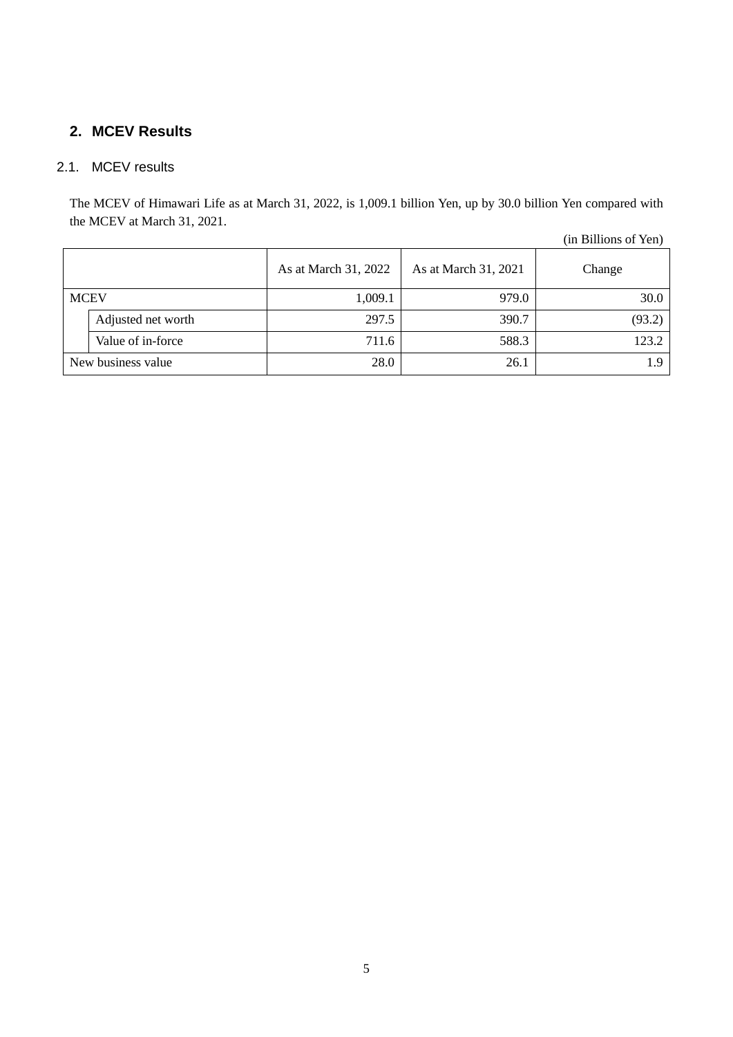## 2. MCEV Results

### 2.1. MCEV results

The MCEV of Himawari Life as at March 31, 2022, is 1,009.1 billion Yen, up by 30.0 billion Yen compared with the MCEV at March 31, 2021.

(in Billions of Yen)

| | | As at March 31, 2022 | As at March 31, 2021 | Change |
|---|---|---|---|---|
| MCEV | | 1,009.1 | 979.0 | 30.0 |
| | Adjusted net worth | 297.5 | 390.7 | (93.2) |
| | Value of in-force | 711.6 | 588.3 | 123.2 |
| New business value | | 28.0 | 26.1 | 1.9 |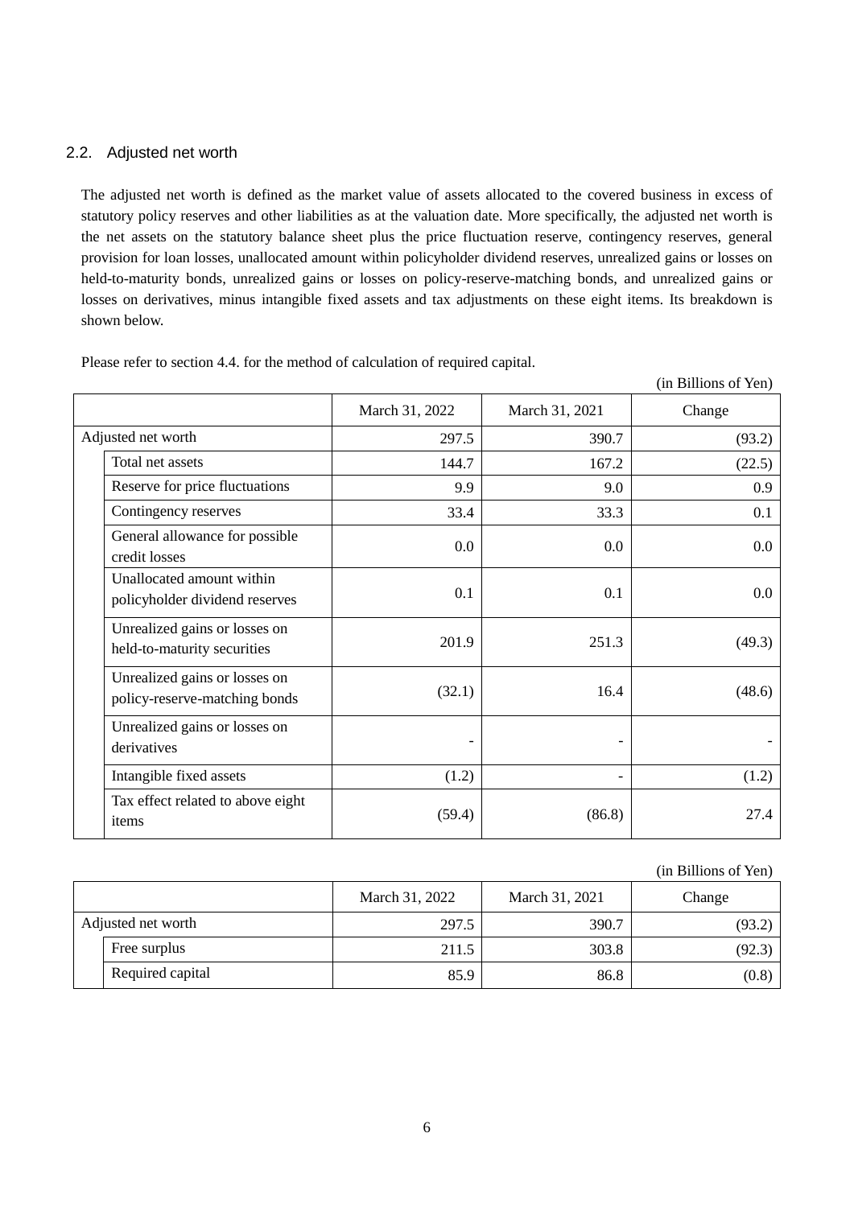## 2.2. Adjusted net worth

The adjusted net worth is defined as the market value of assets allocated to the covered business in excess of statutory policy reserves and other liabilities as at the valuation date. More specifically, the adjusted net worth is the net assets on the statutory balance sheet plus the price fluctuation reserve, contingency reserves, general provision for loan losses, unallocated amount within policyholder dividend reserves, unrealized gains or losses on held-to-maturity bonds, unrealized gains or losses on policy-reserve-matching bonds, and unrealized gains or losses on derivatives, minus intangible fixed assets and tax adjustments on these eight items. Its breakdown is shown below.

Please refer to section 4.4. for the method of calculation of required capital.

(in Billions of Yen)

| | | March 31, 2022 | March 31, 2021 | Change |
|---|---|---|---|---|
| Adjusted net worth | | 297.5 | 390.7 | (93.2) |
| | Total net assets | 144.7 | 167.2 | (22.5) |
| | Reserve for price fluctuations | 9.9 | 9.0 | 0.9 |
| | Contingency reserves | 33.4 | 33.3 | 0.1 |
| | General allowance for possible credit losses | 0.0 | 0.0 | 0.0 |
| | Unallocated amount within policyholder dividend reserves | 0.1 | 0.1 | 0.0 |
| | Unrealized gains or losses on held-to-maturity securities | 201.9 | 251.3 | (49.3) |
| | Unrealized gains or losses on policy-reserve-matching bonds | (32.1) | 16.4 | (48.6) |
| | Unrealized gains or losses on derivatives | - | - | - |
| | Intangible fixed assets | (1.2) | - | (1.2) |
| | Tax effect related to above eight items | (59.4) | (86.8) | 27.4 |

(in Billions of Yen)

| | | March 31, 2022 | March 31, 2021 | Change |
|---|---|---|---|---|
| Adjusted net worth | | 297.5 | 390.7 | (93.2) |
| | Free surplus | 211.5 | 303.8 | (92.3) |
| | Required capital | 85.9 | 86.8 | (0.8) |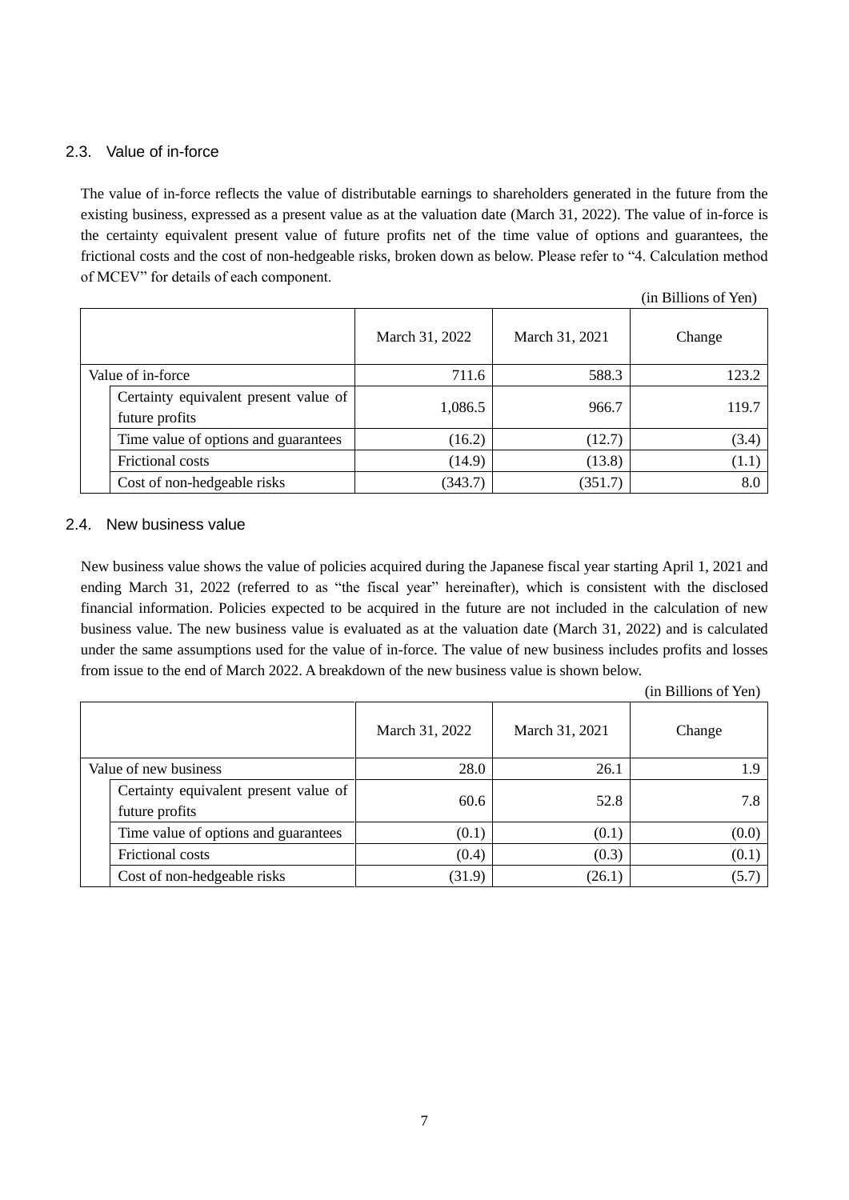## 2.3. Value of in-force

The value of in-force reflects the value of distributable earnings to shareholders generated in the future from the existing business, expressed as a present value as at the valuation date (March 31, 2022). The value of in-force is the certainty equivalent present value of future profits net of the time value of options and guarantees, the frictional costs and the cost of non-hedgeable risks, broken down as below. Please refer to "4. Calculation method of MCEV" for details of each component.

(in Billions of Yen)

| | March 31, 2022 | March 31, 2021 | Change |
|---|---|---|---|
| Value of in-force | 711.6 | 588.3 | 123.2 |
| Certainty equivalent present value of future profits | 1,086.5 | 966.7 | 119.7 |
| Time value of options and guarantees | (16.2) | (12.7) | (3.4) |
| Frictional costs | (14.9) | (13.8) | (1.1) |
| Cost of non-hedgeable risks | (343.7) | (351.7) | 8.0 |

## 2.4. New business value

New business value shows the value of policies acquired during the Japanese fiscal year starting April 1, 2021 and ending March 31, 2022 (referred to as "the fiscal year" hereinafter), which is consistent with the disclosed financial information. Policies expected to be acquired in the future are not included in the calculation of new business value. The new business value is evaluated as at the valuation date (March 31, 2022) and is calculated under the same assumptions used for the value of in-force. The value of new business includes profits and losses from issue to the end of March 2022. A breakdown of the new business value is shown below.

(in Billions of Yen)

| | March 31, 2022 | March 31, 2021 | Change |
|---|---|---|---|
| Value of new business | 28.0 | 26.1 | 1.9 |
| Certainty equivalent present value of future profits | 60.6 | 52.8 | 7.8 |
| Time value of options and guarantees | (0.1) | (0.1) | (0.0) |
| Frictional costs | (0.4) | (0.3) | (0.1) |
| Cost of non-hedgeable risks | (31.9) | (26.1) | (5.7) |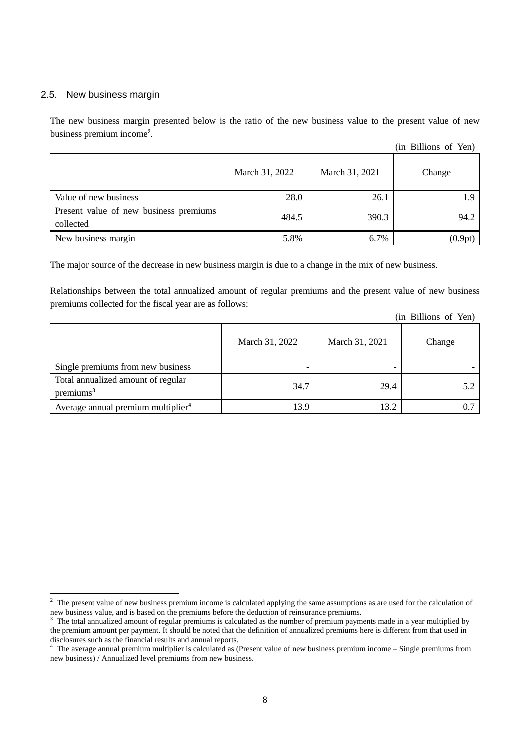## 2.5. New business margin

The new business margin presented below is the ratio of the new business value to the present value of new business premium income[2].

(in Billions of Yen)

| | March 31, 2022 | March 31, 2021 | Change |
|---|---|---|---|
| Value of new business | 28.0 | 26.1 | 1.9 |
| Present value of new business premiums collected | 484.5 | 390.3 | 94.2 |
| New business margin | 5.8% | 6.7% | (0.9pt) |

The major source of the decrease in new business margin is due to a change in the mix of new business.

Relationships between the total annualized amount of regular premiums and the present value of new business premiums collected for the fiscal year are as follows:

(in Billions of Yen)

| | March 31, 2022 | March 31, 2021 | Change |
|---|---|---|---|
| Single premiums from new business | - | - | - |
| Total annualized amount of regular premiums[3] | 34.7 | 29.4 | 5.2 |
| Average annual premium multiplier[4] | 13.9 | 13.2 | 0.7 |

---

[2] The present value of new business premium income is calculated applying the same assumptions as are used for the calculation of new business value, and is based on the premiums before the deduction of reinsurance premiums.

[3] The total annualized amount of regular premiums is calculated as the number of premium payments made in a year multiplied by the premium amount per payment. It should be noted that the definition of annualized premiums here is different from that used in disclosures such as the financial results and annual reports.

[4] The average annual premium multiplier is calculated as (Present value of new business premium income – Single premiums from new business) / Annualized level premiums from new business.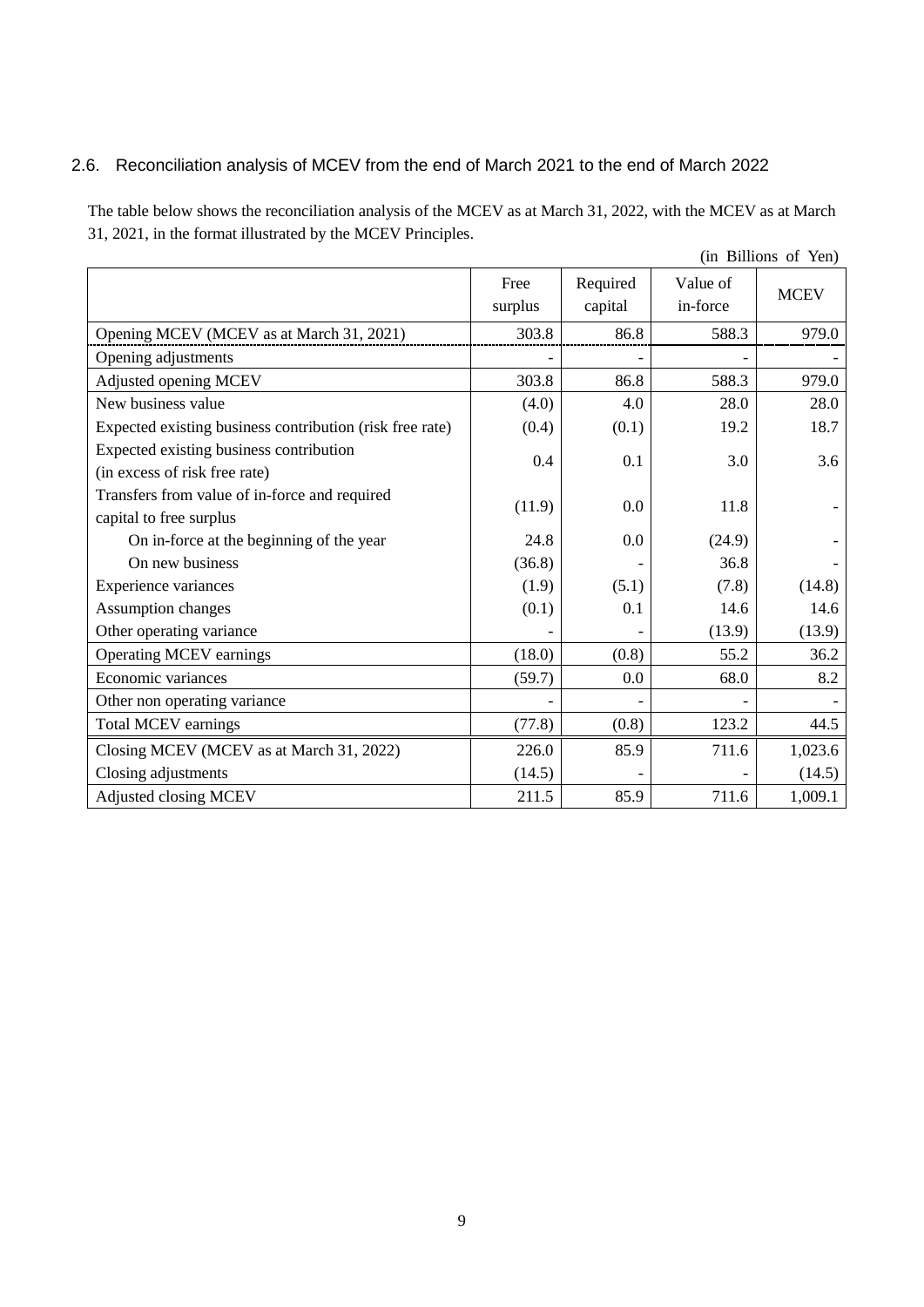## 2.6. Reconciliation analysis of MCEV from the end of March 2021 to the end of March 2022

The table below shows the reconciliation analysis of the MCEV as at March 31, 2022, with the MCEV as at March 31, 2021, in the format illustrated by the MCEV Principles.

(in Billions of Yen)

| | Free surplus | Required capital | Value of in-force | MCEV |
|---|---|---|---|---|
| Opening MCEV (MCEV as at March 31, 2021) | 303.8 | 86.8 | 588.3 | 979.0 |
| Opening adjustments | - | - | - | - |
| Adjusted opening MCEV | 303.8 | 86.8 | 588.3 | 979.0 |
| New business value | (4.0) | 4.0 | 28.0 | 28.0 |
| Expected existing business contribution (risk free rate) | (0.4) | (0.1) | 19.2 | 18.7 |
| Expected existing business contribution (in excess of risk free rate) | 0.4 | 0.1 | 3.0 | 3.6 |
| Transfers from value of in-force and required capital to free surplus | (11.9) | 0.0 | 11.8 | - |
| On in-force at the beginning of the year | 24.8 | 0.0 | (24.9) | - |
| On new business | (36.8) | - | 36.8 | - |
| Experience variances | (1.9) | (5.1) | (7.8) | (14.8) |
| Assumption changes | (0.1) | 0.1 | 14.6 | 14.6 |
| Other operating variance | - | - | (13.9) | (13.9) |
| Operating MCEV earnings | (18.0) | (0.8) | 55.2 | 36.2 |
| Economic variances | (59.7) | 0.0 | 68.0 | 8.2 |
| Other non operating variance | - | - | - | - |
| Total MCEV earnings | (77.8) | (0.8) | 123.2 | 44.5 |
| Closing MCEV (MCEV as at March 31, 2022) | 226.0 | 85.9 | 711.6 | 1,023.6 |
| Closing adjustments | (14.5) | - | - | (14.5) |
| Adjusted closing MCEV | 211.5 | 85.9 | 711.6 | 1,009.1 |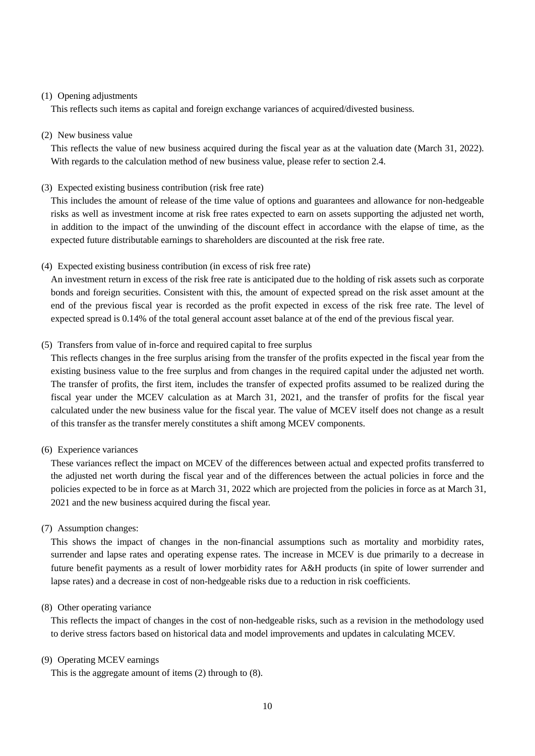(1) Opening adjustments

This reflects such items as capital and foreign exchange variances of acquired/divested business.

(2) New business value

This reflects the value of new business acquired during the fiscal year as at the valuation date (March 31, 2022). With regards to the calculation method of new business value, please refer to section 2.4.

(3) Expected existing business contribution (risk free rate)

This includes the amount of release of the time value of options and guarantees and allowance for non-hedgeable risks as well as investment income at risk free rates expected to earn on assets supporting the adjusted net worth, in addition to the impact of the unwinding of the discount effect in accordance with the elapse of time, as the expected future distributable earnings to shareholders are discounted at the risk free rate.

(4) Expected existing business contribution (in excess of risk free rate)

An investment return in excess of the risk free rate is anticipated due to the holding of risk assets such as corporate bonds and foreign securities. Consistent with this, the amount of expected spread on the risk asset amount at the end of the previous fiscal year is recorded as the profit expected in excess of the risk free rate. The level of expected spread is 0.14% of the total general account asset balance at of the end of the previous fiscal year.

(5) Transfers from value of in-force and required capital to free surplus

This reflects changes in the free surplus arising from the transfer of the profits expected in the fiscal year from the existing business value to the free surplus and from changes in the required capital under the adjusted net worth. The transfer of profits, the first item, includes the transfer of expected profits assumed to be realized during the fiscal year under the MCEV calculation as at March 31, 2021, and the transfer of profits for the fiscal year calculated under the new business value for the fiscal year. The value of MCEV itself does not change as a result of this transfer as the transfer merely constitutes a shift among MCEV components.

(6) Experience variances

These variances reflect the impact on MCEV of the differences between actual and expected profits transferred to the adjusted net worth during the fiscal year and of the differences between the actual policies in force and the policies expected to be in force as at March 31, 2022 which are projected from the policies in force as at March 31, 2021 and the new business acquired during the fiscal year.

(7) Assumption changes:

This shows the impact of changes in the non-financial assumptions such as mortality and morbidity rates, surrender and lapse rates and operating expense rates. The increase in MCEV is due primarily to a decrease in future benefit payments as a result of lower morbidity rates for A&H products (in spite of lower surrender and lapse rates) and a decrease in cost of non-hedgeable risks due to a reduction in risk coefficients.

(8) Other operating variance

This reflects the impact of changes in the cost of non-hedgeable risks, such as a revision in the methodology used to derive stress factors based on historical data and model improvements and updates in calculating MCEV.

(9) Operating MCEV earnings

This is the aggregate amount of items (2) through to (8).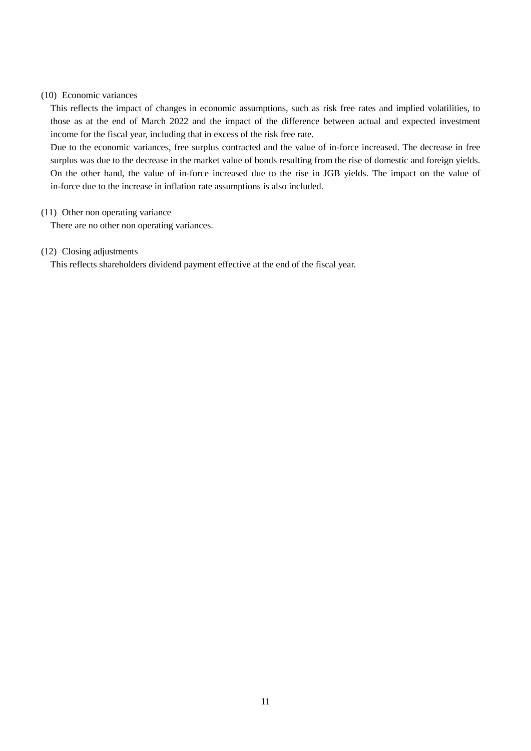(10) Economic variances

This reflects the impact of changes in economic assumptions, such as risk free rates and implied volatilities, to those as at the end of March 2022 and the impact of the difference between actual and expected investment income for the fiscal year, including that in excess of the risk free rate.

Due to the economic variances, free surplus contracted and the value of in-force increased. The decrease in free surplus was due to the decrease in the market value of bonds resulting from the rise of domestic and foreign yields. On the other hand, the value of in-force increased due to the rise in JGB yields. The impact on the value of in-force due to the increase in inflation rate assumptions is also included.

(11) Other non operating variance

There are no other non operating variances.

(12) Closing adjustments

This reflects shareholders dividend payment effective at the end of the fiscal year.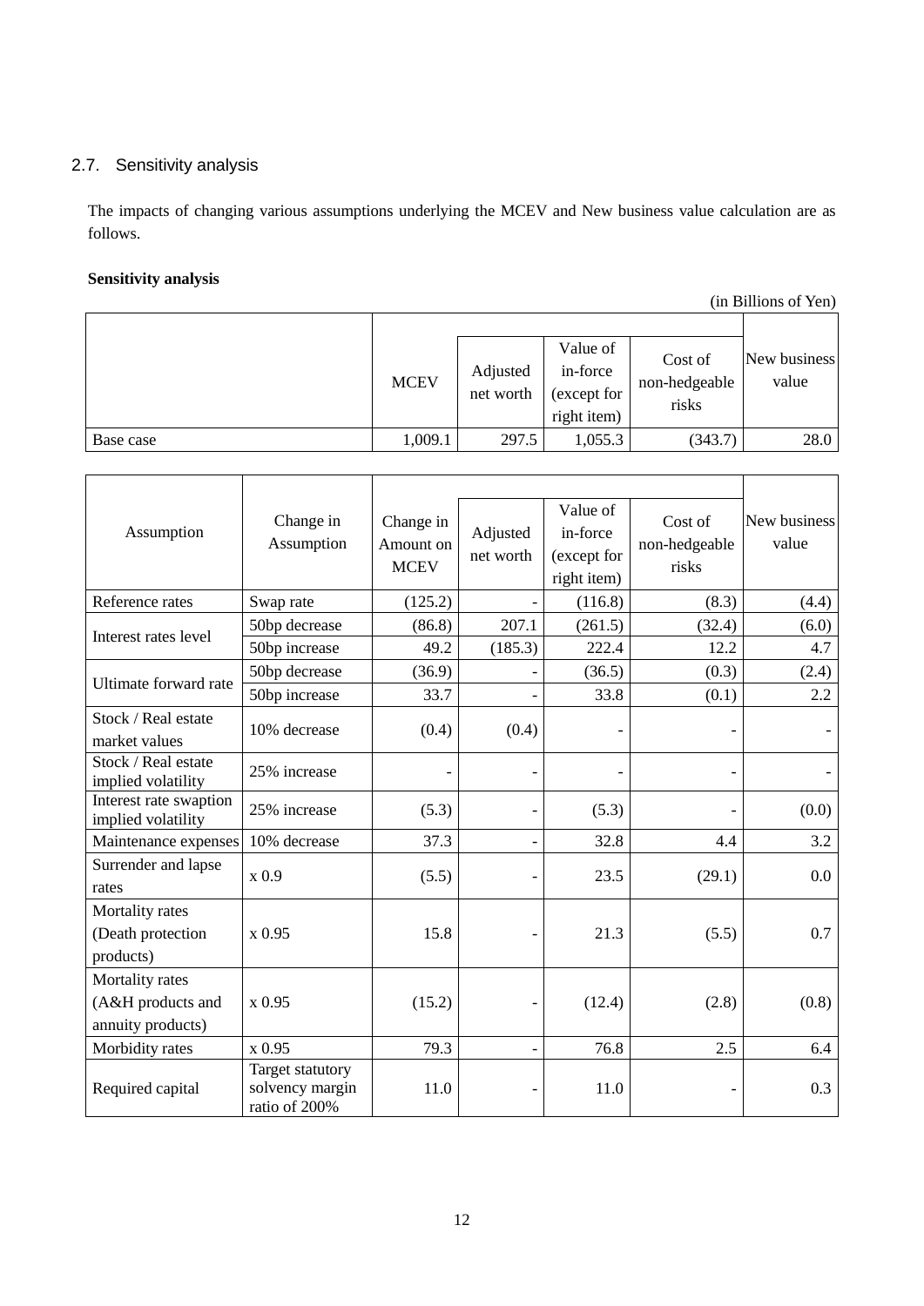## 2.7. Sensitivity analysis

The impacts of changing various assumptions underlying the MCEV and New business value calculation are as follows.

**Sensitivity analysis**

(in Billions of Yen)

| | MCEV | Adjusted net worth | Value of in-force (except for right item) | Cost of non-hedgeable risks | New business value |
|---|---|---|---|---|---|
| Base case | 1,009.1 | 297.5 | 1,055.3 | (343.7) | 28.0 |

| Assumption | Change in Assumption | Change in Amount on MCEV | Adjusted net worth | Value of in-force (except for right item) | Cost of non-hedgeable risks | New business value |
|---|---|---|---|---|---|---|
| Reference rates | Swap rate | (125.2) | - | (116.8) | (8.3) | (4.4) |
| Interest rates level | 50bp decrease | (86.8) | 207.1 | (261.5) | (32.4) | (6.0) |
| | 50bp increase | 49.2 | (185.3) | 222.4 | 12.2 | 4.7 |
| Ultimate forward rate | 50bp decrease | (36.9) | - | (36.5) | (0.3) | (2.4) |
| | 50bp increase | 33.7 | - | 33.8 | (0.1) | 2.2 |
| Stock / Real estate market values | 10% decrease | (0.4) | (0.4) | - | - | - |
| Stock / Real estate implied volatility | 25% increase | - | - | - | - | - |
| Interest rate swaption implied volatility | 25% increase | (5.3) | - | (5.3) | - | (0.0) |
| Maintenance expenses | 10% decrease | 37.3 | - | 32.8 | 4.4 | 3.2 |
| Surrender and lapse rates | x 0.9 | (5.5) | - | 23.5 | (29.1) | 0.0 |
| Mortality rates (Death protection products) | x 0.95 | 15.8 | - | 21.3 | (5.5) | 0.7 |
| Mortality rates (A&H products and annuity products) | x 0.95 | (15.2) | - | (12.4) | (2.8) | (0.8) |
| Morbidity rates | x 0.95 | 79.3 | - | 76.8 | 2.5 | 6.4 |
| Required capital | Target statutory solvency margin ratio of 200% | 11.0 | - | 11.0 | - | 0.3 |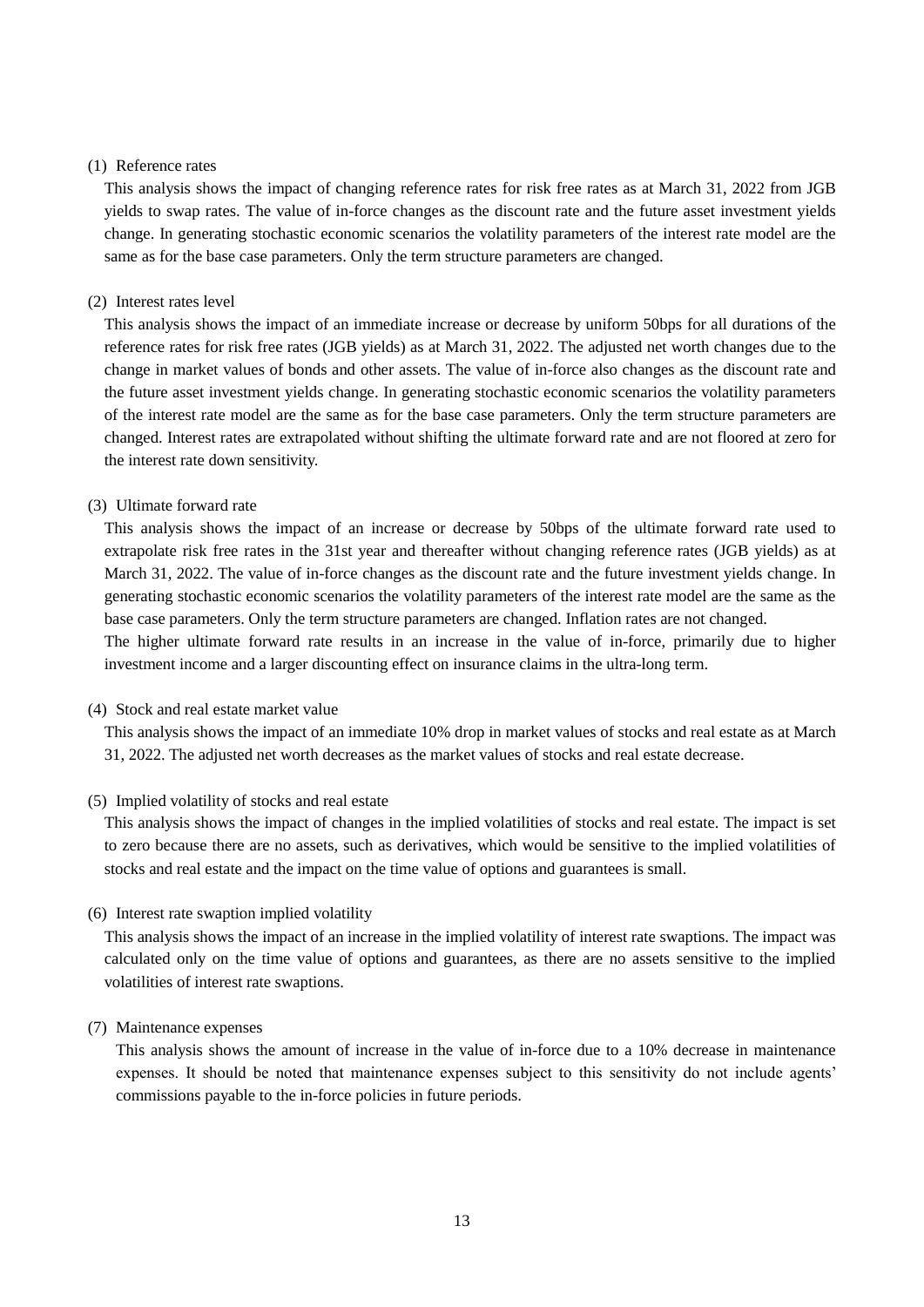(1) Reference rates

This analysis shows the impact of changing reference rates for risk free rates as at March 31, 2022 from JGB yields to swap rates. The value of in-force changes as the discount rate and the future asset investment yields change. In generating stochastic economic scenarios the volatility parameters of the interest rate model are the same as for the base case parameters. Only the term structure parameters are changed.

(2) Interest rates level

This analysis shows the impact of an immediate increase or decrease by uniform 50bps for all durations of the reference rates for risk free rates (JGB yields) as at March 31, 2022. The adjusted net worth changes due to the change in market values of bonds and other assets. The value of in-force also changes as the discount rate and the future asset investment yields change. In generating stochastic economic scenarios the volatility parameters of the interest rate model are the same as for the base case parameters. Only the term structure parameters are changed. Interest rates are extrapolated without shifting the ultimate forward rate and are not floored at zero for the interest rate down sensitivity.

(3) Ultimate forward rate

This analysis shows the impact of an increase or decrease by 50bps of the ultimate forward rate used to extrapolate risk free rates in the 31st year and thereafter without changing reference rates (JGB yields) as at March 31, 2022. The value of in-force changes as the discount rate and the future investment yields change. In generating stochastic economic scenarios the volatility parameters of the interest rate model are the same as the base case parameters. Only the term structure parameters are changed. Inflation rates are not changed.

The higher ultimate forward rate results in an increase in the value of in-force, primarily due to higher investment income and a larger discounting effect on insurance claims in the ultra-long term.

(4) Stock and real estate market value

This analysis shows the impact of an immediate 10% drop in market values of stocks and real estate as at March 31, 2022. The adjusted net worth decreases as the market values of stocks and real estate decrease.

(5) Implied volatility of stocks and real estate

This analysis shows the impact of changes in the implied volatilities of stocks and real estate. The impact is set to zero because there are no assets, such as derivatives, which would be sensitive to the implied volatilities of stocks and real estate and the impact on the time value of options and guarantees is small.

(6) Interest rate swaption implied volatility

This analysis shows the impact of an increase in the implied volatility of interest rate swaptions. The impact was calculated only on the time value of options and guarantees, as there are no assets sensitive to the implied volatilities of interest rate swaptions.

(7) Maintenance expenses

This analysis shows the amount of increase in the value of in-force due to a 10% decrease in maintenance expenses. It should be noted that maintenance expenses subject to this sensitivity do not include agents' commissions payable to the in-force policies in future periods.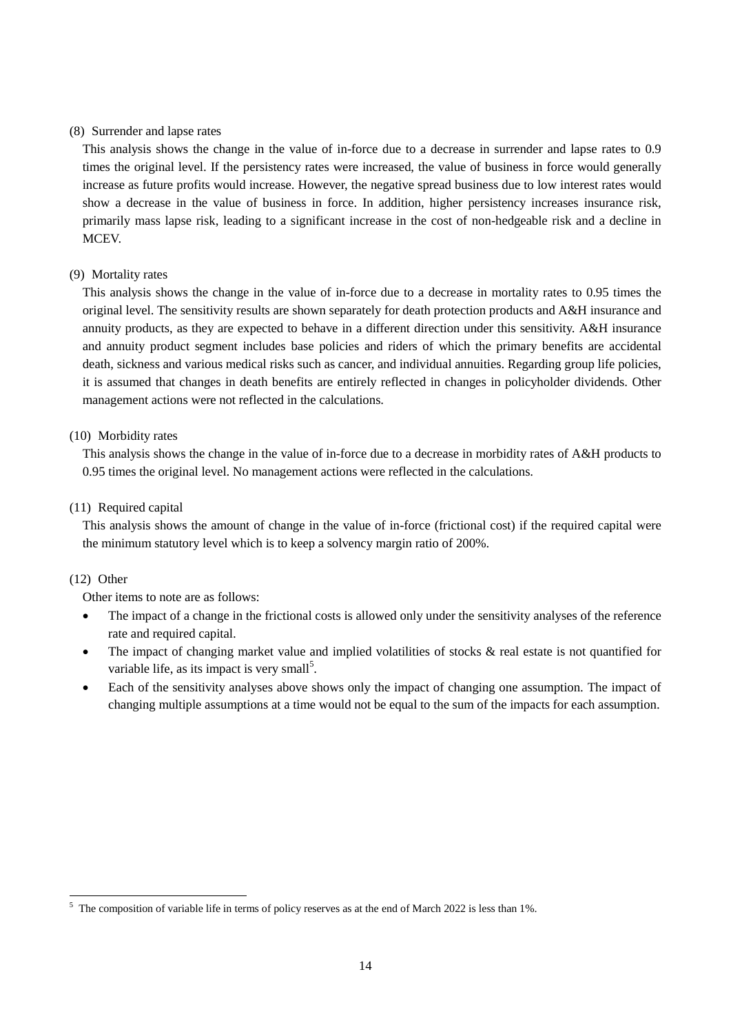(8) Surrender and lapse rates

This analysis shows the change in the value of in-force due to a decrease in surrender and lapse rates to 0.9 times the original level. If the persistency rates were increased, the value of business in force would generally increase as future profits would increase. However, the negative spread business due to low interest rates would show a decrease in the value of business in force. In addition, higher persistency increases insurance risk, primarily mass lapse risk, leading to a significant increase in the cost of non-hedgeable risk and a decline in MCEV.

(9) Mortality rates

This analysis shows the change in the value of in-force due to a decrease in mortality rates to 0.95 times the original level. The sensitivity results are shown separately for death protection products and A&H insurance and annuity products, as they are expected to behave in a different direction under this sensitivity. A&H insurance and annuity product segment includes base policies and riders of which the primary benefits are accidental death, sickness and various medical risks such as cancer, and individual annuities. Regarding group life policies, it is assumed that changes in death benefits are entirely reflected in changes in policyholder dividends. Other management actions were not reflected in the calculations.

(10) Morbidity rates

This analysis shows the change in the value of in-force due to a decrease in morbidity rates of A&H products to 0.95 times the original level. No management actions were reflected in the calculations.

(11) Required capital

This analysis shows the amount of change in the value of in-force (frictional cost) if the required capital were the minimum statutory level which is to keep a solvency margin ratio of 200%.

(12) Other

Other items to note are as follows:

- The impact of a change in the frictional costs is allowed only under the sensitivity analyses of the reference rate and required capital.
- The impact of changing market value and implied volatilities of stocks & real estate is not quantified for variable life, as its impact is very small[5].
- Each of the sensitivity analyses above shows only the impact of changing one assumption. The impact of changing multiple assumptions at a time would not be equal to the sum of the impacts for each assumption.

---

[5] The composition of variable life in terms of policy reserves as at the end of March 2022 is less than 1%.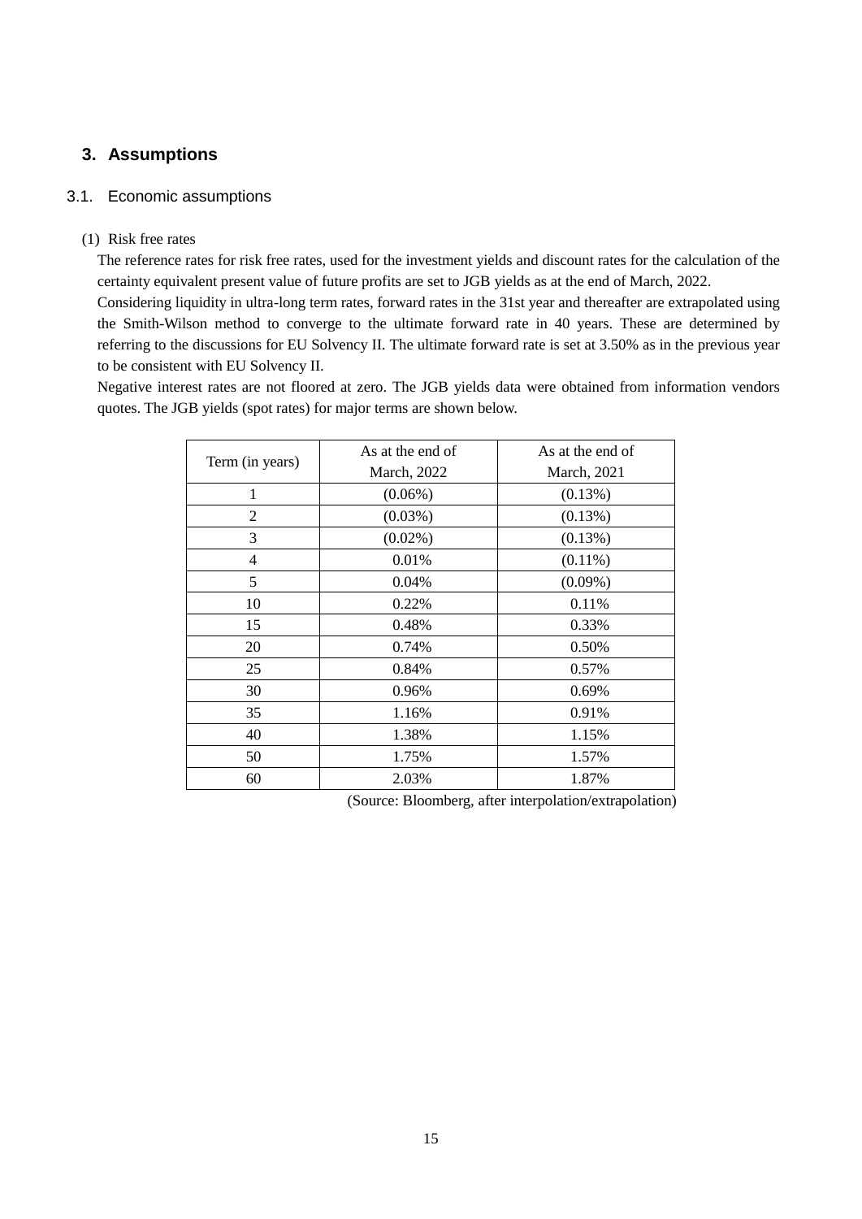## 3. Assumptions

### 3.1. Economic assumptions

(1) Risk free rates

The reference rates for risk free rates, used for the investment yields and discount rates for the calculation of the certainty equivalent present value of future profits are set to JGB yields as at the end of March, 2022.

Considering liquidity in ultra-long term rates, forward rates in the 31st year and thereafter are extrapolated using the Smith-Wilson method to converge to the ultimate forward rate in 40 years. These are determined by referring to the discussions for EU Solvency II. The ultimate forward rate is set at 3.50% as in the previous year to be consistent with EU Solvency II.

Negative interest rates are not floored at zero. The JGB yields data were obtained from information vendors quotes. The JGB yields (spot rates) for major terms are shown below.

| Term (in years) | As at the end of March, 2022 | As at the end of March, 2021 |
|---|---|---|
| 1 | (0.06%) | (0.13%) |
| 2 | (0.03%) | (0.13%) |
| 3 | (0.02%) | (0.13%) |
| 4 | 0.01% | (0.11%) |
| 5 | 0.04% | (0.09%) |
| 10 | 0.22% | 0.11% |
| 15 | 0.48% | 0.33% |
| 20 | 0.74% | 0.50% |
| 25 | 0.84% | 0.57% |
| 30 | 0.96% | 0.69% |
| 35 | 1.16% | 0.91% |
| 40 | 1.38% | 1.15% |
| 50 | 1.75% | 1.57% |
| 60 | 2.03% | 1.87% |

(Source: Bloomberg, after interpolation/extrapolation)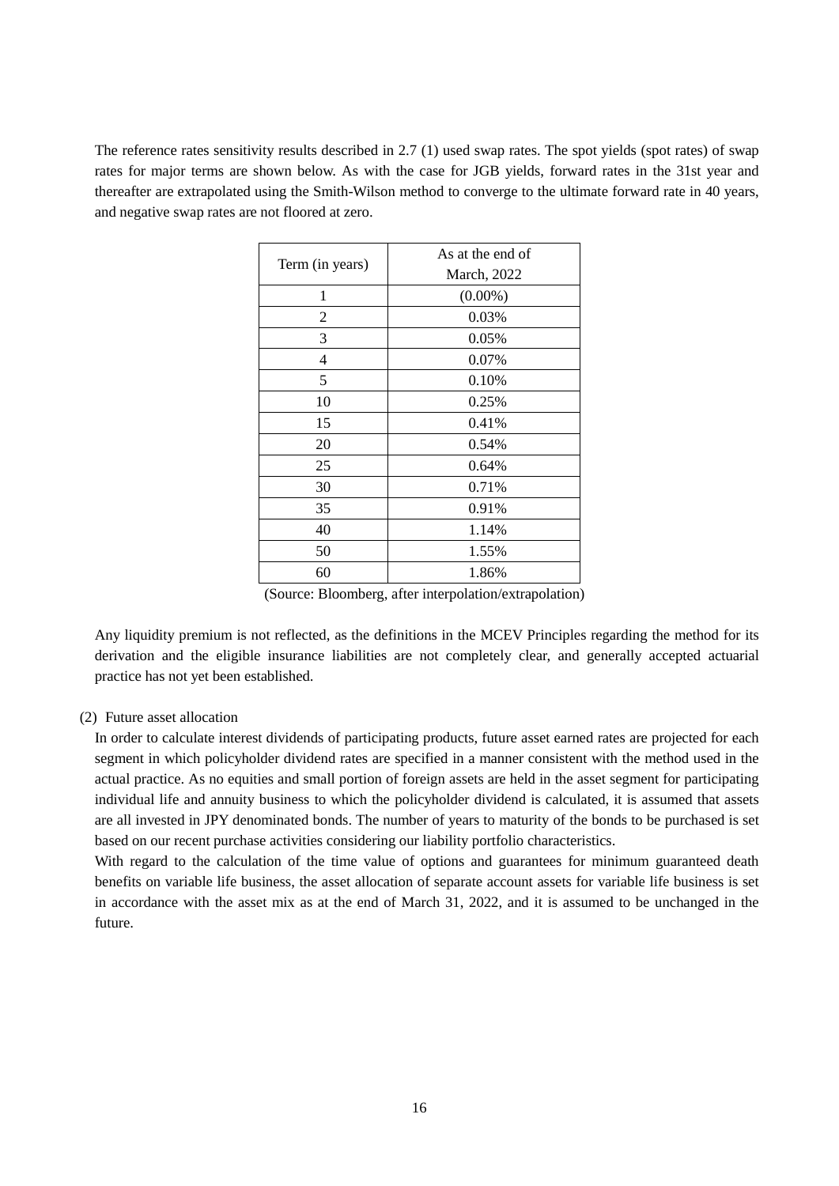The reference rates sensitivity results described in 2.7 (1) used swap rates. The spot yields (spot rates) of swap rates for major terms are shown below. As with the case for JGB yields, forward rates in the 31st year and thereafter are extrapolated using the Smith-Wilson method to converge to the ultimate forward rate in 40 years, and negative swap rates are not floored at zero.

| Term (in years) | As at the end of March, 2022 |
|---|---|
| 1 | (0.00%) |
| 2 | 0.03% |
| 3 | 0.05% |
| 4 | 0.07% |
| 5 | 0.10% |
| 10 | 0.25% |
| 15 | 0.41% |
| 20 | 0.54% |
| 25 | 0.64% |
| 30 | 0.71% |
| 35 | 0.91% |
| 40 | 1.14% |
| 50 | 1.55% |
| 60 | 1.86% |

(Source: Bloomberg, after interpolation/extrapolation)

Any liquidity premium is not reflected, as the definitions in the MCEV Principles regarding the method for its derivation and the eligible insurance liabilities are not completely clear, and generally accepted actuarial practice has not yet been established.

(2) Future asset allocation

In order to calculate interest dividends of participating products, future asset earned rates are projected for each segment in which policyholder dividend rates are specified in a manner consistent with the method used in the actual practice. As no equities and small portion of foreign assets are held in the asset segment for participating individual life and annuity business to which the policyholder dividend is calculated, it is assumed that assets are all invested in JPY denominated bonds. The number of years to maturity of the bonds to be purchased is set based on our recent purchase activities considering our liability portfolio characteristics.

With regard to the calculation of the time value of options and guarantees for minimum guaranteed death benefits on variable life business, the asset allocation of separate account assets for variable life business is set in accordance with the asset mix as at the end of March 31, 2022, and it is assumed to be unchanged in the future.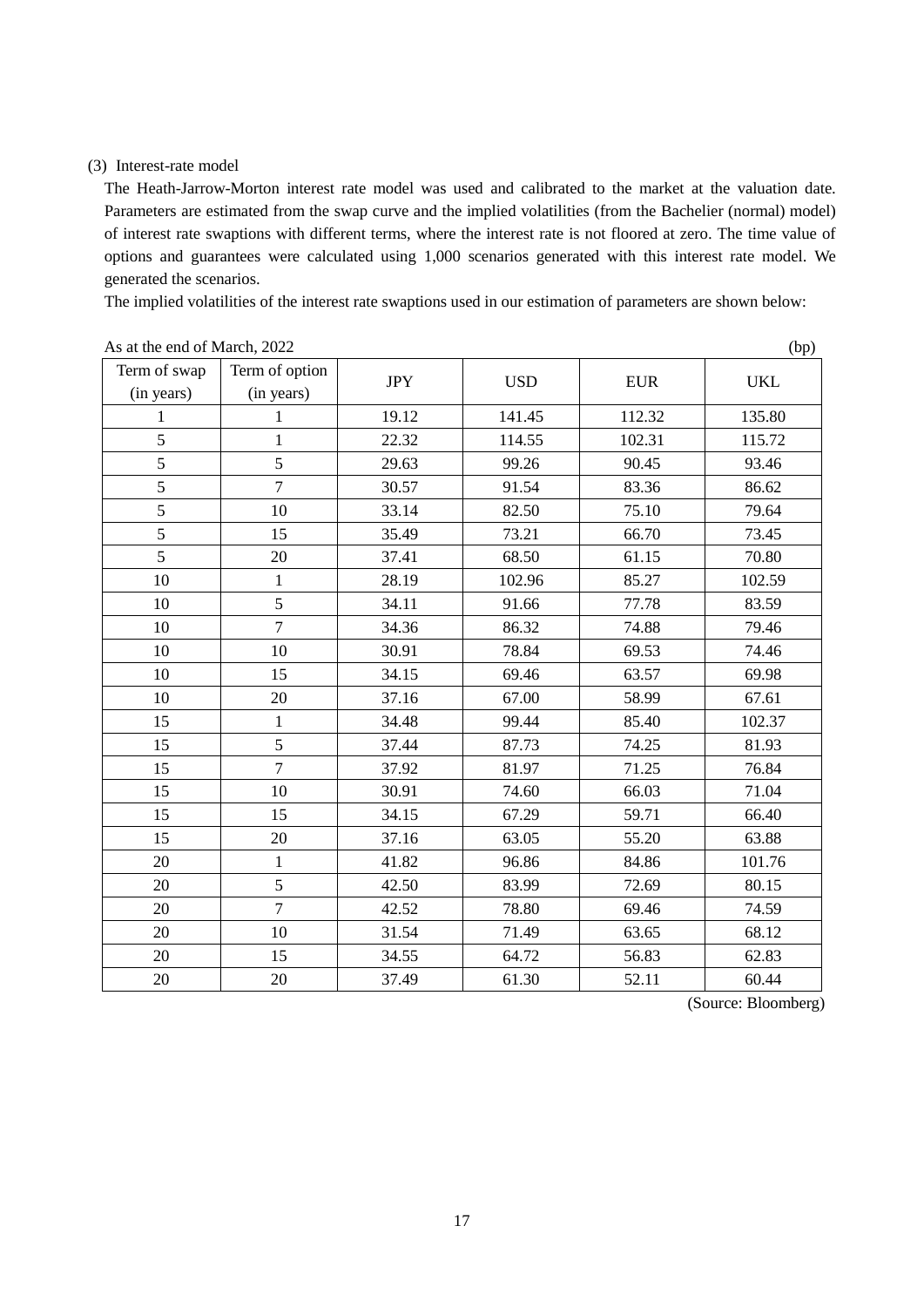(3) Interest-rate model

The Heath-Jarrow-Morton interest rate model was used and calibrated to the market at the valuation date. Parameters are estimated from the swap curve and the implied volatilities (from the Bachelier (normal) model) of interest rate swaptions with different terms, where the interest rate is not floored at zero. The time value of options and guarantees were calculated using 1,000 scenarios generated with this interest rate model. We generated the scenarios.

The implied volatilities of the interest rate swaptions used in our estimation of parameters are shown below:

As at the end of March, 2022 (bp)

| Term of swap (in years) | Term of option (in years) | JPY | USD | EUR | UKL |
|---|---|---|---|---|---|
| 1 | 1 | 19.12 | 141.45 | 112.32 | 135.80 |
| 5 | 1 | 22.32 | 114.55 | 102.31 | 115.72 |
| 5 | 5 | 29.63 | 99.26 | 90.45 | 93.46 |
| 5 | 7 | 30.57 | 91.54 | 83.36 | 86.62 |
| 5 | 10 | 33.14 | 82.50 | 75.10 | 79.64 |
| 5 | 15 | 35.49 | 73.21 | 66.70 | 73.45 |
| 5 | 20 | 37.41 | 68.50 | 61.15 | 70.80 |
| 10 | 1 | 28.19 | 102.96 | 85.27 | 102.59 |
| 10 | 5 | 34.11 | 91.66 | 77.78 | 83.59 |
| 10 | 7 | 34.36 | 86.32 | 74.88 | 79.46 |
| 10 | 10 | 30.91 | 78.84 | 69.53 | 74.46 |
| 10 | 15 | 34.15 | 69.46 | 63.57 | 69.98 |
| 10 | 20 | 37.16 | 67.00 | 58.99 | 67.61 |
| 15 | 1 | 34.48 | 99.44 | 85.40 | 102.37 |
| 15 | 5 | 37.44 | 87.73 | 74.25 | 81.93 |
| 15 | 7 | 37.92 | 81.97 | 71.25 | 76.84 |
| 15 | 10 | 30.91 | 74.60 | 66.03 | 71.04 |
| 15 | 15 | 34.15 | 67.29 | 59.71 | 66.40 |
| 15 | 20 | 37.16 | 63.05 | 55.20 | 63.88 |
| 20 | 1 | 41.82 | 96.86 | 84.86 | 101.76 |
| 20 | 5 | 42.50 | 83.99 | 72.69 | 80.15 |
| 20 | 7 | 42.52 | 78.80 | 69.46 | 74.59 |
| 20 | 10 | 31.54 | 71.49 | 63.65 | 68.12 |
| 20 | 15 | 34.55 | 64.72 | 56.83 | 62.83 |
| 20 | 20 | 37.49 | 61.30 | 52.11 | 60.44 |

(Source: Bloomberg)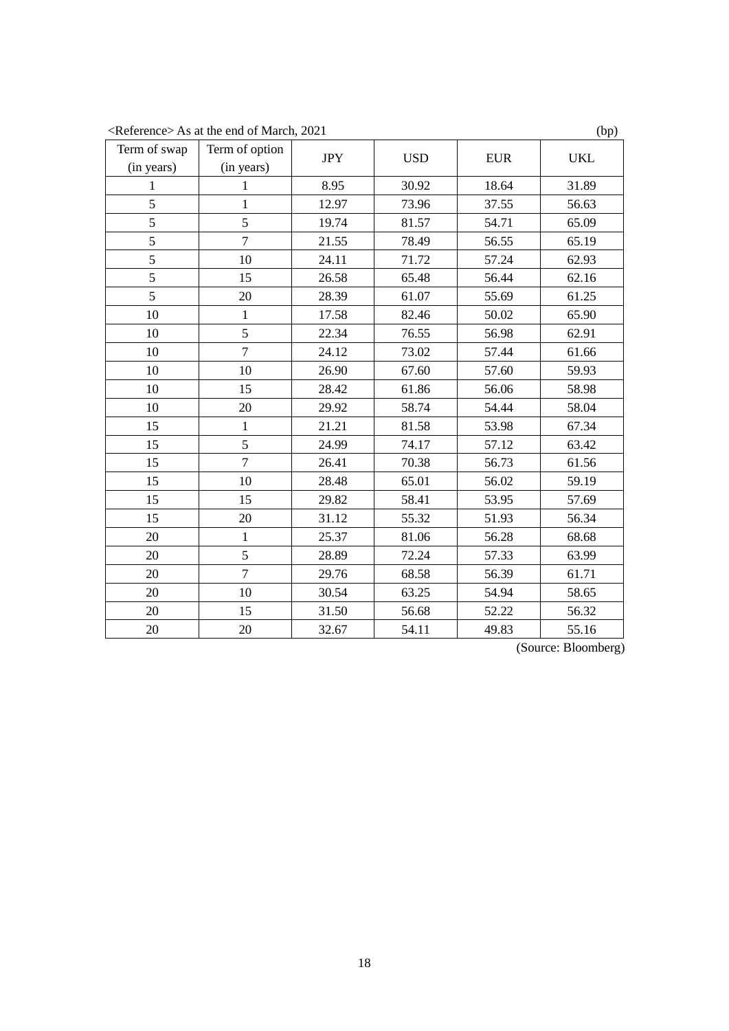<Reference> As at the end of March, 2021 (bp)

| Term of swap (in years) | Term of option (in years) | JPY | USD | EUR | UKL |
|---|---|---|---|---|---|
| 1 | 1 | 8.95 | 30.92 | 18.64 | 31.89 |
| 5 | 1 | 12.97 | 73.96 | 37.55 | 56.63 |
| 5 | 5 | 19.74 | 81.57 | 54.71 | 65.09 |
| 5 | 7 | 21.55 | 78.49 | 56.55 | 65.19 |
| 5 | 10 | 24.11 | 71.72 | 57.24 | 62.93 |
| 5 | 15 | 26.58 | 65.48 | 56.44 | 62.16 |
| 5 | 20 | 28.39 | 61.07 | 55.69 | 61.25 |
| 10 | 1 | 17.58 | 82.46 | 50.02 | 65.90 |
| 10 | 5 | 22.34 | 76.55 | 56.98 | 62.91 |
| 10 | 7 | 24.12 | 73.02 | 57.44 | 61.66 |
| 10 | 10 | 26.90 | 67.60 | 57.60 | 59.93 |
| 10 | 15 | 28.42 | 61.86 | 56.06 | 58.98 |
| 10 | 20 | 29.92 | 58.74 | 54.44 | 58.04 |
| 15 | 1 | 21.21 | 81.58 | 53.98 | 67.34 |
| 15 | 5 | 24.99 | 74.17 | 57.12 | 63.42 |
| 15 | 7 | 26.41 | 70.38 | 56.73 | 61.56 |
| 15 | 10 | 28.48 | 65.01 | 56.02 | 59.19 |
| 15 | 15 | 29.82 | 58.41 | 53.95 | 57.69 |
| 15 | 20 | 31.12 | 55.32 | 51.93 | 56.34 |
| 20 | 1 | 25.37 | 81.06 | 56.28 | 68.68 |
| 20 | 5 | 28.89 | 72.24 | 57.33 | 63.99 |
| 20 | 7 | 29.76 | 68.58 | 56.39 | 61.71 |
| 20 | 10 | 30.54 | 63.25 | 54.94 | 58.65 |
| 20 | 15 | 31.50 | 56.68 | 52.22 | 56.32 |
| 20 | 20 | 32.67 | 54.11 | 49.83 | 55.16 |

(Source: Bloomberg)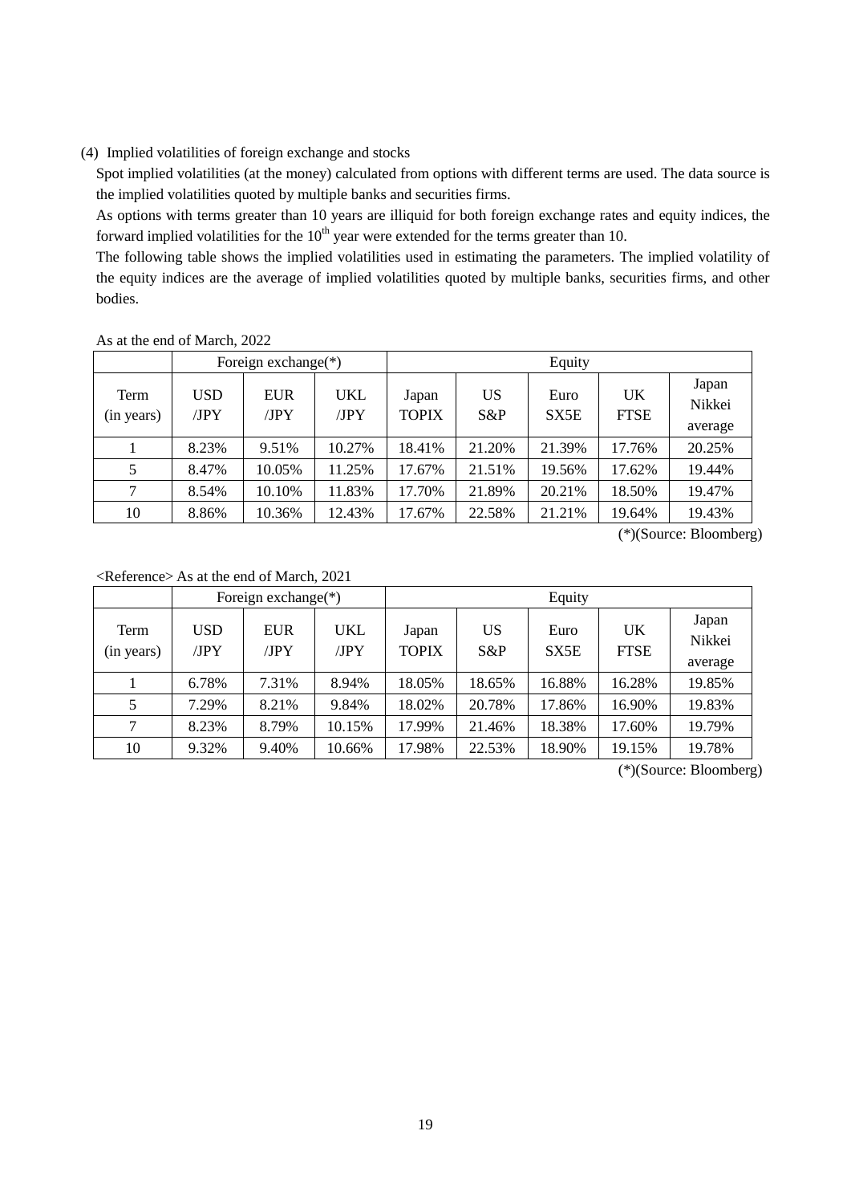(4) Implied volatilities of foreign exchange and stocks

Spot implied volatilities (at the money) calculated from options with different terms are used. The data source is the implied volatilities quoted by multiple banks and securities firms.

As options with terms greater than 10 years are illiquid for both foreign exchange rates and equity indices, the forward implied volatilities for the 10th year were extended for the terms greater than 10.

The following table shows the implied volatilities used in estimating the parameters. The implied volatility of the equity indices are the average of implied volatilities quoted by multiple banks, securities firms, and other bodies.

As at the end of March, 2022

| | Foreign exchange(*) | | | Equity | | | | |
|---|---|---|---|---|---|---|---|---|
| Term (in years) | USD /JPY | EUR /JPY | UKL /JPY | Japan TOPIX | US S&P | Euro SX5E | UK FTSE | Japan Nikkei average |
| 1 | 8.23% | 9.51% | 10.27% | 18.41% | 21.20% | 21.39% | 17.76% | 20.25% |
| 5 | 8.47% | 10.05% | 11.25% | 17.67% | 21.51% | 19.56% | 17.62% | 19.44% |
| 7 | 8.54% | 10.10% | 11.83% | 17.70% | 21.89% | 20.21% | 18.50% | 19.47% |
| 10 | 8.86% | 10.36% | 12.43% | 17.67% | 22.58% | 21.21% | 19.64% | 19.43% |

(*)(Source: Bloomberg)

<Reference> As at the end of March, 2021

| | Foreign exchange(*) | | | Equity | | | | |
|---|---|---|---|---|---|---|---|---|
| Term (in years) | USD /JPY | EUR /JPY | UKL /JPY | Japan TOPIX | US S&P | Euro SX5E | UK FTSE | Japan Nikkei average |
| 1 | 6.78% | 7.31% | 8.94% | 18.05% | 18.65% | 16.88% | 16.28% | 19.85% |
| 5 | 7.29% | 8.21% | 9.84% | 18.02% | 20.78% | 17.86% | 16.90% | 19.83% |
| 7 | 8.23% | 8.79% | 10.15% | 17.99% | 21.46% | 18.38% | 17.60% | 19.79% |
| 10 | 9.32% | 9.40% | 10.66% | 17.98% | 22.53% | 18.90% | 19.15% | 19.78% |

(*)(Source: Bloomberg)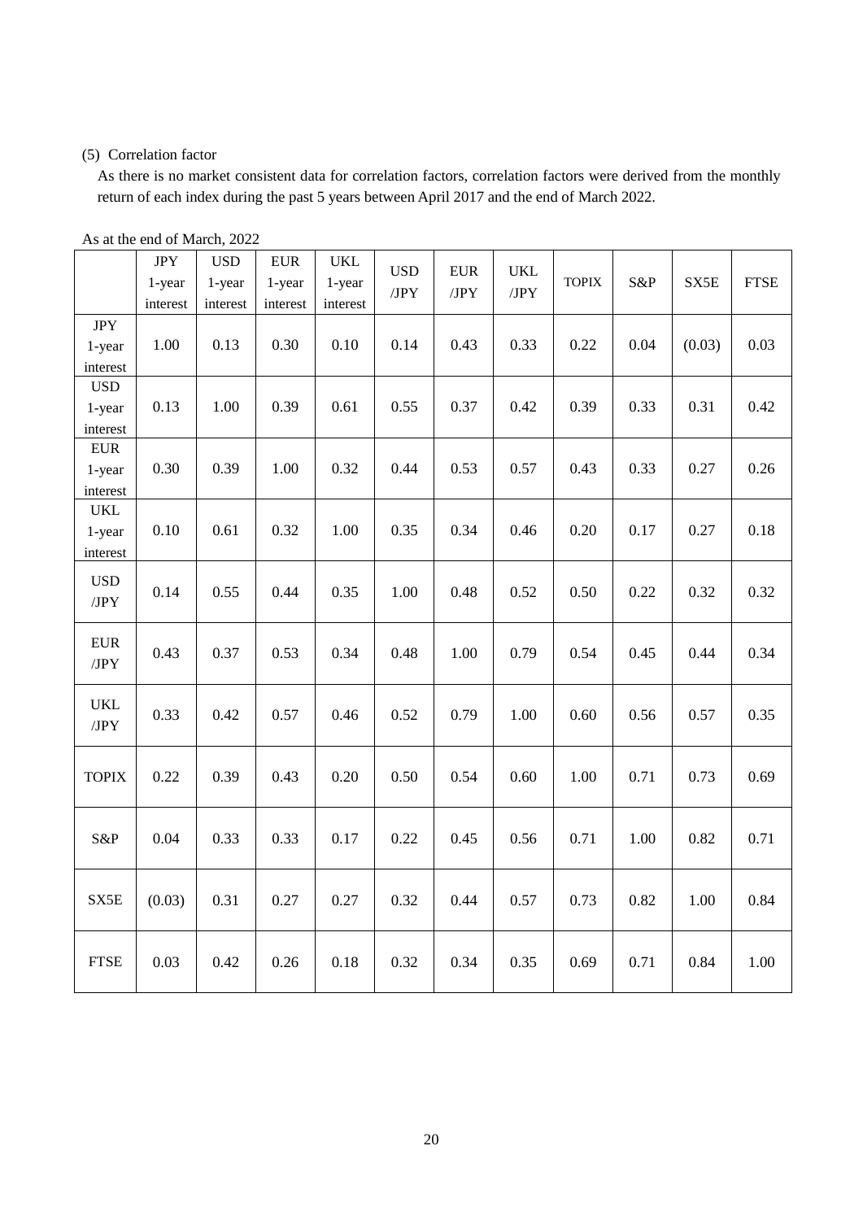(5) Correlation factor

As there is no market consistent data for correlation factors, correlation factors were derived from the monthly return of each index during the past 5 years between April 2017 and the end of March 2022.

As at the end of March, 2022

| | JPY 1-year interest | USD 1-year interest | EUR 1-year interest | UKL 1-year interest | USD /JPY | EUR /JPY | UKL /JPY | TOPIX | S&P | SX5E | FTSE |
|---|---|---|---|---|---|---|---|---|---|---|---|
| JPY 1-year interest | 1.00 | 0.13 | 0.30 | 0.10 | 0.14 | 0.43 | 0.33 | 0.22 | 0.04 | (0.03) | 0.03 |
| USD 1-year interest | 0.13 | 1.00 | 0.39 | 0.61 | 0.55 | 0.37 | 0.42 | 0.39 | 0.33 | 0.31 | 0.42 |
| EUR 1-year interest | 0.30 | 0.39 | 1.00 | 0.32 | 0.44 | 0.53 | 0.57 | 0.43 | 0.33 | 0.27 | 0.26 |
| UKL 1-year interest | 0.10 | 0.61 | 0.32 | 1.00 | 0.35 | 0.34 | 0.46 | 0.20 | 0.17 | 0.27 | 0.18 |
| USD /JPY | 0.14 | 0.55 | 0.44 | 0.35 | 1.00 | 0.48 | 0.52 | 0.50 | 0.22 | 0.32 | 0.32 |
| EUR /JPY | 0.43 | 0.37 | 0.53 | 0.34 | 0.48 | 1.00 | 0.79 | 0.54 | 0.45 | 0.44 | 0.34 |
| UKL /JPY | 0.33 | 0.42 | 0.57 | 0.46 | 0.52 | 0.79 | 1.00 | 0.60 | 0.56 | 0.57 | 0.35 |
| TOPIX | 0.22 | 0.39 | 0.43 | 0.20 | 0.50 | 0.54 | 0.60 | 1.00 | 0.71 | 0.73 | 0.69 |
| S&P | 0.04 | 0.33 | 0.33 | 0.17 | 0.22 | 0.45 | 0.56 | 0.71 | 1.00 | 0.82 | 0.71 |
| SX5E | (0.03) | 0.31 | 0.27 | 0.27 | 0.32 | 0.44 | 0.57 | 0.73 | 0.82 | 1.00 | 0.84 |
| FTSE | 0.03 | 0.42 | 0.26 | 0.18 | 0.32 | 0.34 | 0.35 | 0.69 | 0.71 | 0.84 | 1.00 |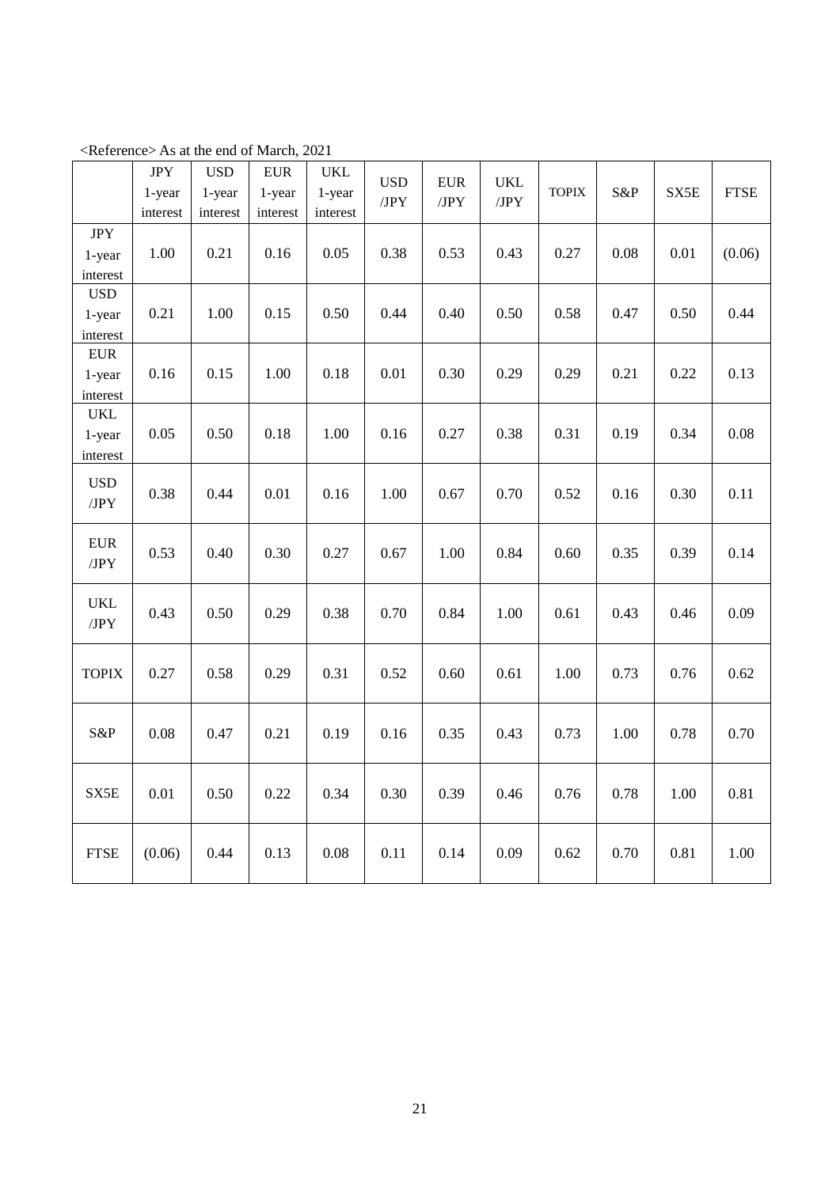<Reference> As at the end of March, 2021

| | JPY 1-year interest | USD 1-year interest | EUR 1-year interest | UKL 1-year interest | USD /JPY | EUR /JPY | UKL /JPY | TOPIX | S&P | SX5E | FTSE |
|---|---|---|---|---|---|---|---|---|---|---|---|
| JPY 1-year interest | 1.00 | 0.21 | 0.16 | 0.05 | 0.38 | 0.53 | 0.43 | 0.27 | 0.08 | 0.01 | (0.06) |
| USD 1-year interest | 0.21 | 1.00 | 0.15 | 0.50 | 0.44 | 0.40 | 0.50 | 0.58 | 0.47 | 0.50 | 0.44 |
| EUR 1-year interest | 0.16 | 0.15 | 1.00 | 0.18 | 0.01 | 0.30 | 0.29 | 0.29 | 0.21 | 0.22 | 0.13 |
| UKL 1-year interest | 0.05 | 0.50 | 0.18 | 1.00 | 0.16 | 0.27 | 0.38 | 0.31 | 0.19 | 0.34 | 0.08 |
| USD /JPY | 0.38 | 0.44 | 0.01 | 0.16 | 1.00 | 0.67 | 0.70 | 0.52 | 0.16 | 0.30 | 0.11 |
| EUR /JPY | 0.53 | 0.40 | 0.30 | 0.27 | 0.67 | 1.00 | 0.84 | 0.60 | 0.35 | 0.39 | 0.14 |
| UKL /JPY | 0.43 | 0.50 | 0.29 | 0.38 | 0.70 | 0.84 | 1.00 | 0.61 | 0.43 | 0.46 | 0.09 |
| TOPIX | 0.27 | 0.58 | 0.29 | 0.31 | 0.52 | 0.60 | 0.61 | 1.00 | 0.73 | 0.76 | 0.62 |
| S&P | 0.08 | 0.47 | 0.21 | 0.19 | 0.16 | 0.35 | 0.43 | 0.73 | 1.00 | 0.78 | 0.70 |
| SX5E | 0.01 | 0.50 | 0.22 | 0.34 | 0.30 | 0.39 | 0.46 | 0.76 | 0.78 | 1.00 | 0.81 |
| FTSE | (0.06) | 0.44 | 0.13 | 0.08 | 0.11 | 0.14 | 0.09 | 0.62 | 0.70 | 0.81 | 1.00 |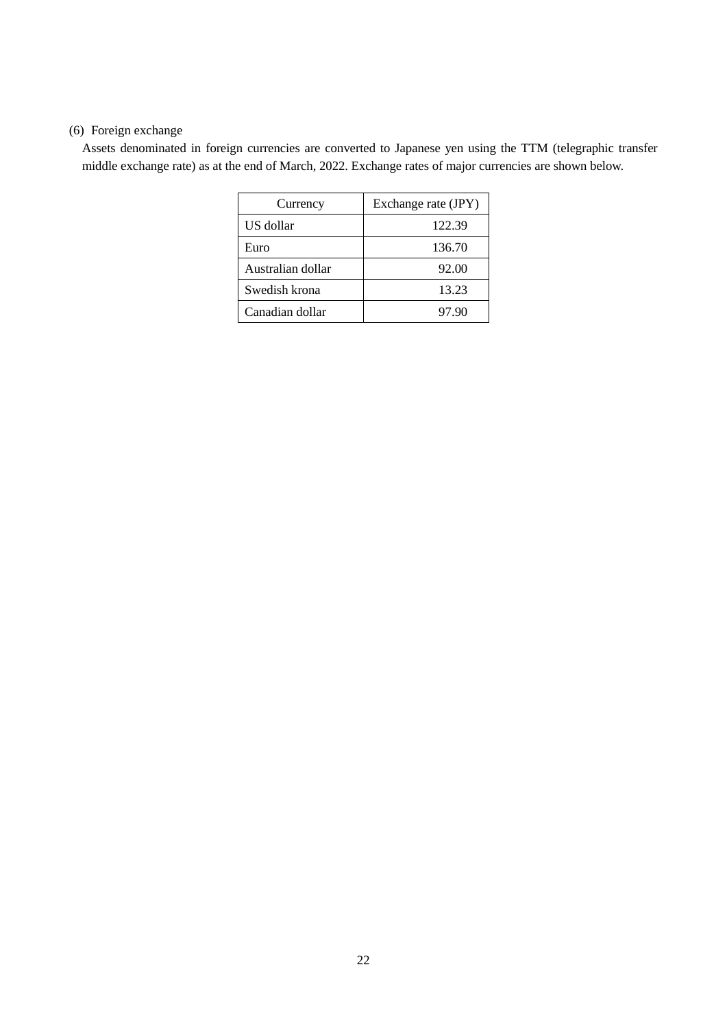(6) Foreign exchange

Assets denominated in foreign currencies are converted to Japanese yen using the TTM (telegraphic transfer middle exchange rate) as at the end of March, 2022. Exchange rates of major currencies are shown below.

| Currency | Exchange rate (JPY) |
|---|---|
| US dollar | 122.39 |
| Euro | 136.70 |
| Australian dollar | 92.00 |
| Swedish krona | 13.23 |
| Canadian dollar | 97.90 |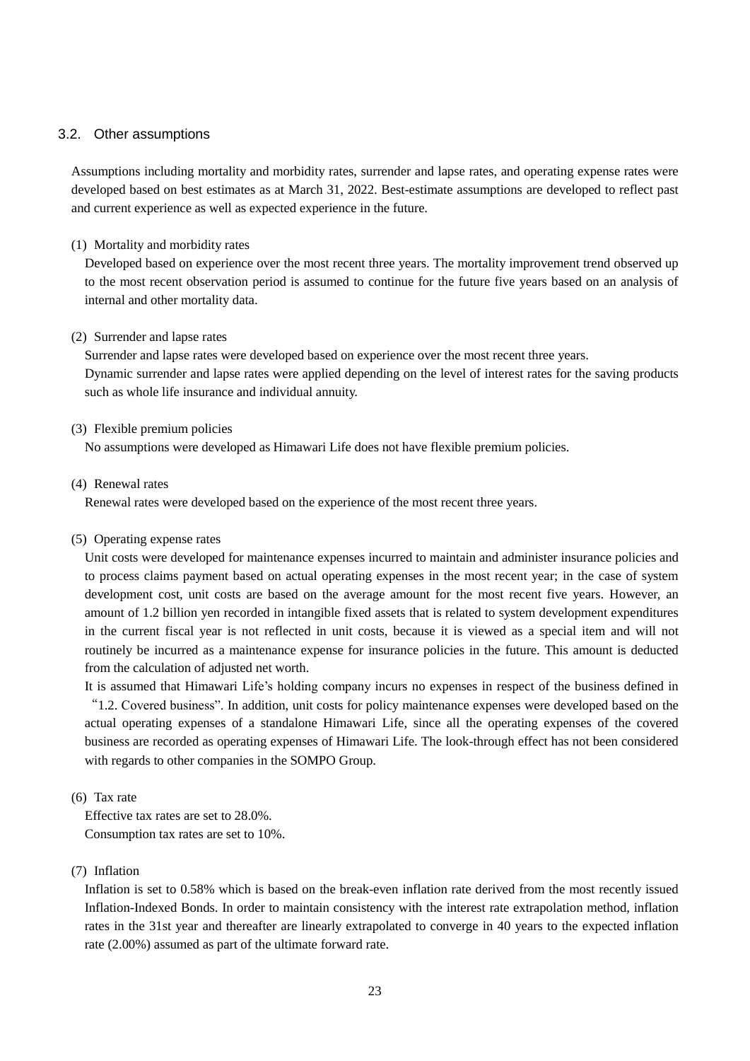## 3.2. Other assumptions

Assumptions including mortality and morbidity rates, surrender and lapse rates, and operating expense rates were developed based on best estimates as at March 31, 2022. Best-estimate assumptions are developed to reflect past and current experience as well as expected experience in the future.

(1) Mortality and morbidity rates

Developed based on experience over the most recent three years. The mortality improvement trend observed up to the most recent observation period is assumed to continue for the future five years based on an analysis of internal and other mortality data.

(2) Surrender and lapse rates

Surrender and lapse rates were developed based on experience over the most recent three years.

Dynamic surrender and lapse rates were applied depending on the level of interest rates for the saving products such as whole life insurance and individual annuity.

(3) Flexible premium policies

No assumptions were developed as Himawari Life does not have flexible premium policies.

(4) Renewal rates

Renewal rates were developed based on the experience of the most recent three years.

(5) Operating expense rates

Unit costs were developed for maintenance expenses incurred to maintain and administer insurance policies and to process claims payment based on actual operating expenses in the most recent year; in the case of system development cost, unit costs are based on the average amount for the most recent five years. However, an amount of 1.2 billion yen recorded in intangible fixed assets that is related to system development expenditures in the current fiscal year is not reflected in unit costs, because it is viewed as a special item and will not routinely be incurred as a maintenance expense for insurance policies in the future. This amount is deducted from the calculation of adjusted net worth.

It is assumed that Himawari Life's holding company incurs no expenses in respect of the business defined in "1.2. Covered business". In addition, unit costs for policy maintenance expenses were developed based on the actual operating expenses of a standalone Himawari Life, since all the operating expenses of the covered business are recorded as operating expenses of Himawari Life. The look-through effect has not been considered with regards to other companies in the SOMPO Group.

(6) Tax rate

Effective tax rates are set to 28.0%.

Consumption tax rates are set to 10%.

(7) Inflation

Inflation is set to 0.58% which is based on the break-even inflation rate derived from the most recently issued Inflation-Indexed Bonds. In order to maintain consistency with the interest rate extrapolation method, inflation rates in the 31st year and thereafter are linearly extrapolated to converge in 40 years to the expected inflation rate (2.00%) assumed as part of the ultimate forward rate.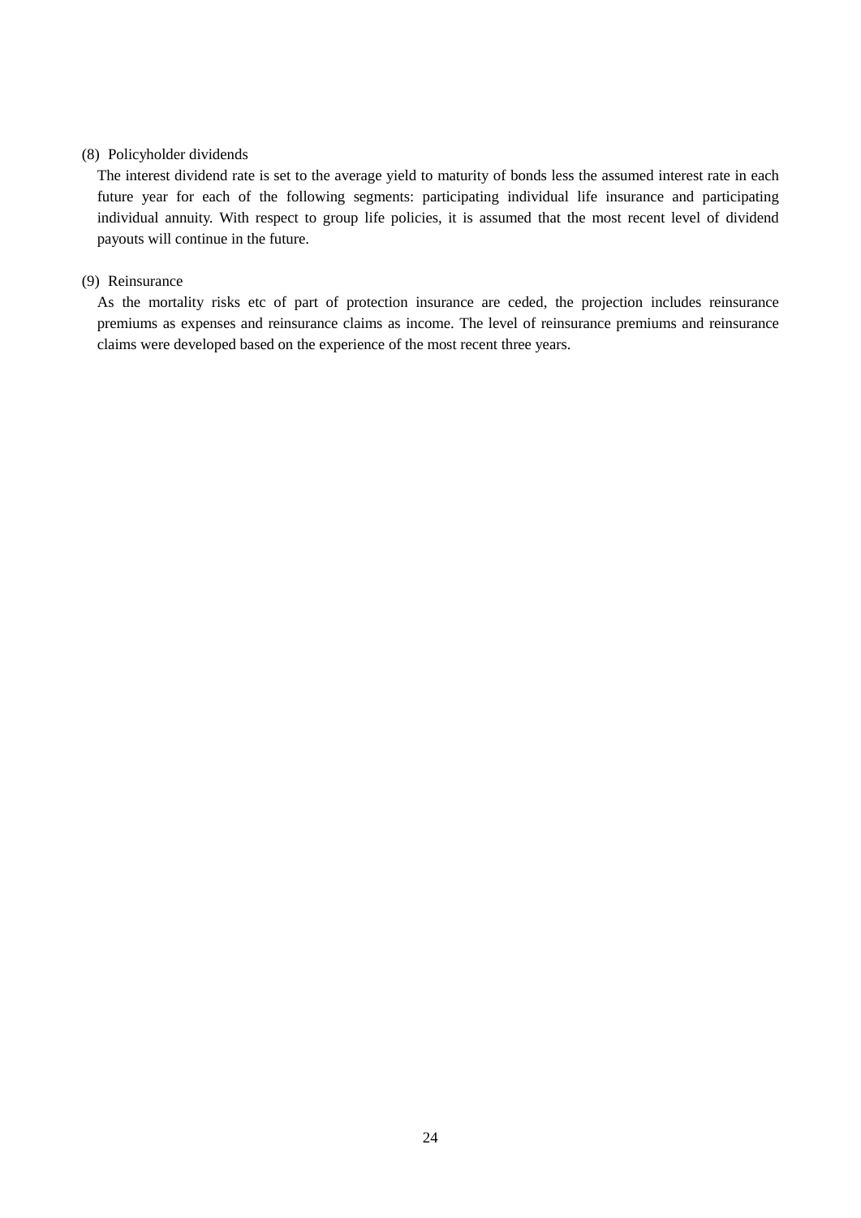(8) Policyholder dividends

The interest dividend rate is set to the average yield to maturity of bonds less the assumed interest rate in each future year for each of the following segments: participating individual life insurance and participating individual annuity. With respect to group life policies, it is assumed that the most recent level of dividend payouts will continue in the future.

(9) Reinsurance

As the mortality risks etc of part of protection insurance are ceded, the projection includes reinsurance premiums as expenses and reinsurance claims as income. The level of reinsurance premiums and reinsurance claims were developed based on the experience of the most recent three years.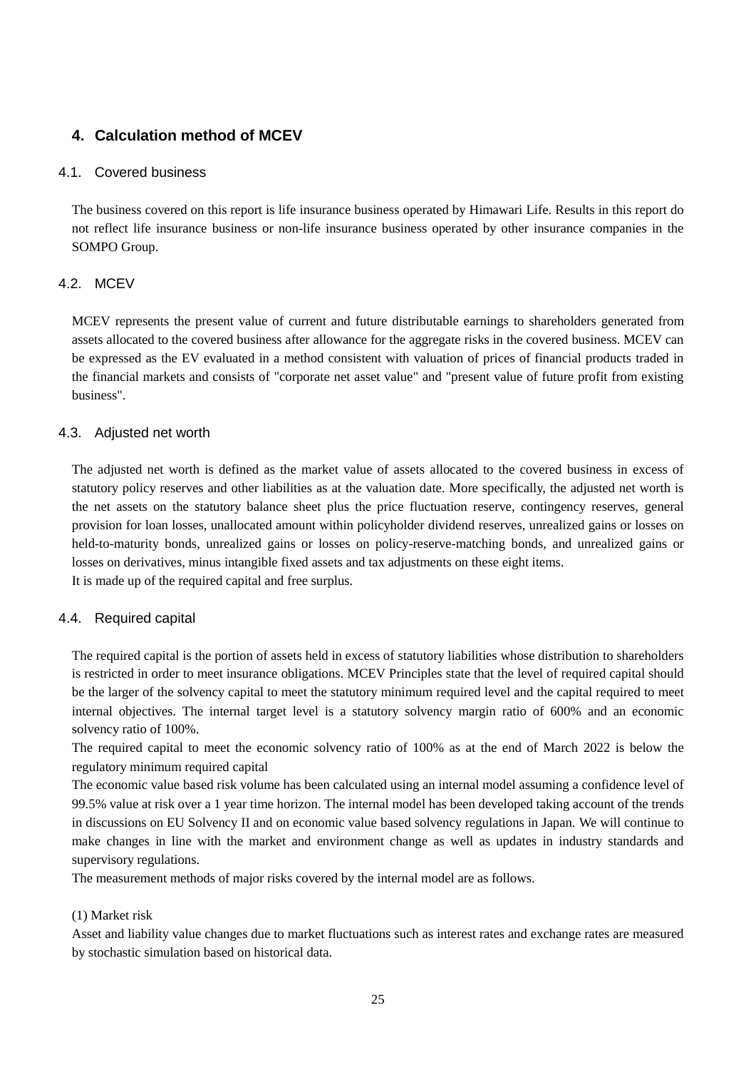## 4. Calculation method of MCEV

### 4.1. Covered business

The business covered on this report is life insurance business operated by Himawari Life. Results in this report do not reflect life insurance business or non-life insurance business operated by other insurance companies in the SOMPO Group.

### 4.2. MCEV

MCEV represents the present value of current and future distributable earnings to shareholders generated from assets allocated to the covered business after allowance for the aggregate risks in the covered business. MCEV can be expressed as the EV evaluated in a method consistent with valuation of prices of financial products traded in the financial markets and consists of "corporate net asset value" and "present value of future profit from existing business".

### 4.3. Adjusted net worth

The adjusted net worth is defined as the market value of assets allocated to the covered business in excess of statutory policy reserves and other liabilities as at the valuation date. More specifically, the adjusted net worth is the net assets on the statutory balance sheet plus the price fluctuation reserve, contingency reserves, general provision for loan losses, unallocated amount within policyholder dividend reserves, unrealized gains or losses on held-to-maturity bonds, unrealized gains or losses on policy-reserve-matching bonds, and unrealized gains or losses on derivatives, minus intangible fixed assets and tax adjustments on these eight items.
It is made up of the required capital and free surplus.

### 4.4. Required capital

The required capital is the portion of assets held in excess of statutory liabilities whose distribution to shareholders is restricted in order to meet insurance obligations. MCEV Principles state that the level of required capital should be the larger of the solvency capital to meet the statutory minimum required level and the capital required to meet internal objectives. The internal target level is a statutory solvency margin ratio of 600% and an economic solvency ratio of 100%.
The required capital to meet the economic solvency ratio of 100% as at the end of March 2022 is below the regulatory minimum required capital
The economic value based risk volume has been calculated using an internal model assuming a confidence level of 99.5% value at risk over a 1 year time horizon. The internal model has been developed taking account of the trends in discussions on EU Solvency II and on economic value based solvency regulations in Japan. We will continue to make changes in line with the market and environment change as well as updates in industry standards and supervisory regulations.
The measurement methods of major risks covered by the internal model are as follows.

(1) Market risk
Asset and liability value changes due to market fluctuations such as interest rates and exchange rates are measured by stochastic simulation based on historical data.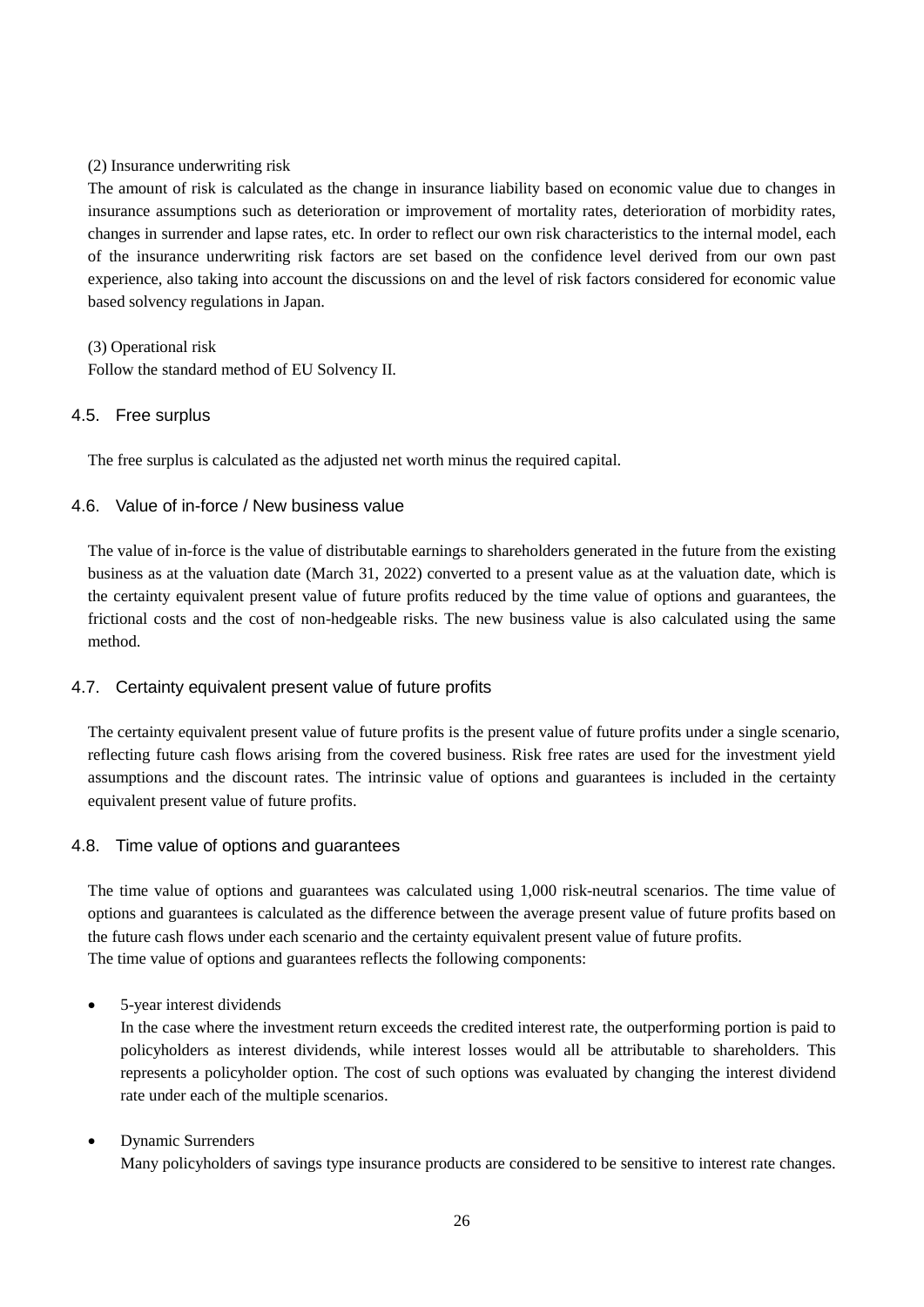(2) Insurance underwriting risk

The amount of risk is calculated as the change in insurance liability based on economic value due to changes in insurance assumptions such as deterioration or improvement of mortality rates, deterioration of morbidity rates, changes in surrender and lapse rates, etc. In order to reflect our own risk characteristics to the internal model, each of the insurance underwriting risk factors are set based on the confidence level derived from our own past experience, also taking into account the discussions on and the level of risk factors considered for economic value based solvency regulations in Japan.

(3) Operational risk

Follow the standard method of EU Solvency II.

### 4.5. Free surplus

The free surplus is calculated as the adjusted net worth minus the required capital.

### 4.6. Value of in-force / New business value

The value of in-force is the value of distributable earnings to shareholders generated in the future from the existing business as at the valuation date (March 31, 2022) converted to a present value as at the valuation date, which is the certainty equivalent present value of future profits reduced by the time value of options and guarantees, the frictional costs and the cost of non-hedgeable risks. The new business value is also calculated using the same method.

### 4.7. Certainty equivalent present value of future profits

The certainty equivalent present value of future profits is the present value of future profits under a single scenario, reflecting future cash flows arising from the covered business. Risk free rates are used for the investment yield assumptions and the discount rates. The intrinsic value of options and guarantees is included in the certainty equivalent present value of future profits.

### 4.8. Time value of options and guarantees

The time value of options and guarantees was calculated using 1,000 risk-neutral scenarios. The time value of options and guarantees is calculated as the difference between the average present value of future profits based on the future cash flows under each scenario and the certainty equivalent present value of future profits.
The time value of options and guarantees reflects the following components:

- 5-year interest dividends
  In the case where the investment return exceeds the credited interest rate, the outperforming portion is paid to policyholders as interest dividends, while interest losses would all be attributable to shareholders. This represents a policyholder option. The cost of such options was evaluated by changing the interest dividend rate under each of the multiple scenarios.

- Dynamic Surrenders
  Many policyholders of savings type insurance products are considered to be sensitive to interest rate changes.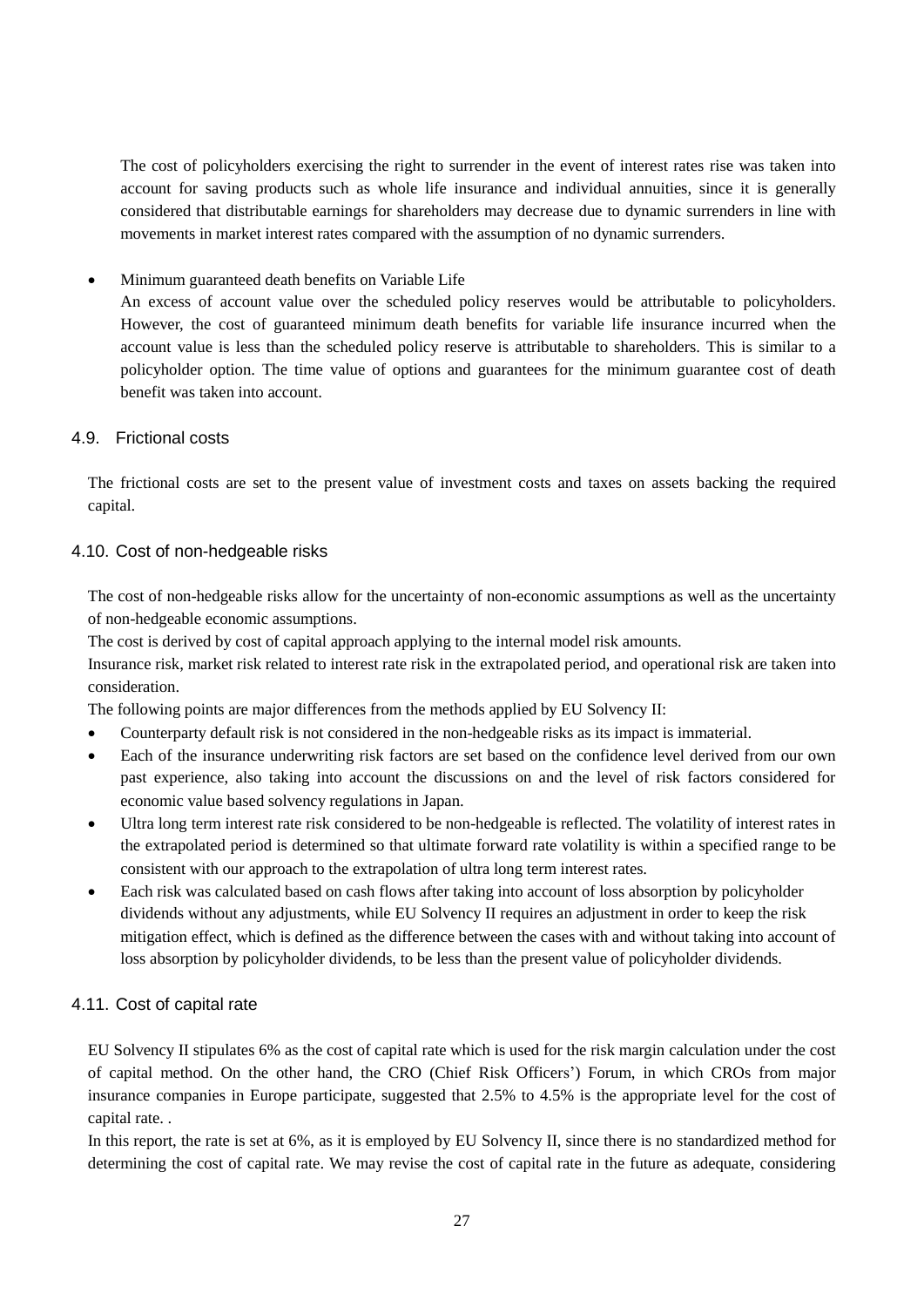The cost of policyholders exercising the right to surrender in the event of interest rates rise was taken into account for saving products such as whole life insurance and individual annuities, since it is generally considered that distributable earnings for shareholders may decrease due to dynamic surrenders in line with movements in market interest rates compared with the assumption of no dynamic surrenders.

- Minimum guaranteed death benefits on Variable Life

  An excess of account value over the scheduled policy reserves would be attributable to policyholders. However, the cost of guaranteed minimum death benefits for variable life insurance incurred when the account value is less than the scheduled policy reserve is attributable to shareholders. This is similar to a policyholder option. The time value of options and guarantees for the minimum guarantee cost of death benefit was taken into account.

### 4.9. Frictional costs

The frictional costs are set to the present value of investment costs and taxes on assets backing the required capital.

### 4.10. Cost of non-hedgeable risks

The cost of non-hedgeable risks allow for the uncertainty of non-economic assumptions as well as the uncertainty of non-hedgeable economic assumptions.

The cost is derived by cost of capital approach applying to the internal model risk amounts.

Insurance risk, market risk related to interest rate risk in the extrapolated period, and operational risk are taken into consideration.

The following points are major differences from the methods applied by EU Solvency II:

- Counterparty default risk is not considered in the non-hedgeable risks as its impact is immaterial.
- Each of the insurance underwriting risk factors are set based on the confidence level derived from our own past experience, also taking into account the discussions on and the level of risk factors considered for economic value based solvency regulations in Japan.
- Ultra long term interest rate risk considered to be non-hedgeable is reflected. The volatility of interest rates in the extrapolated period is determined so that ultimate forward rate volatility is within a specified range to be consistent with our approach to the extrapolation of ultra long term interest rates.
- Each risk was calculated based on cash flows after taking into account of loss absorption by policyholder dividends without any adjustments, while EU Solvency II requires an adjustment in order to keep the risk mitigation effect, which is defined as the difference between the cases with and without taking into account of loss absorption by policyholder dividends, to be less than the present value of policyholder dividends.

### 4.11. Cost of capital rate

EU Solvency II stipulates 6% as the cost of capital rate which is used for the risk margin calculation under the cost of capital method. On the other hand, the CRO (Chief Risk Officers') Forum, in which CROs from major insurance companies in Europe participate, suggested that 2.5% to 4.5% is the appropriate level for the cost of capital rate. .

In this report, the rate is set at 6%, as it is employed by EU Solvency II, since there is no standardized method for determining the cost of capital rate. We may revise the cost of capital rate in the future as adequate, considering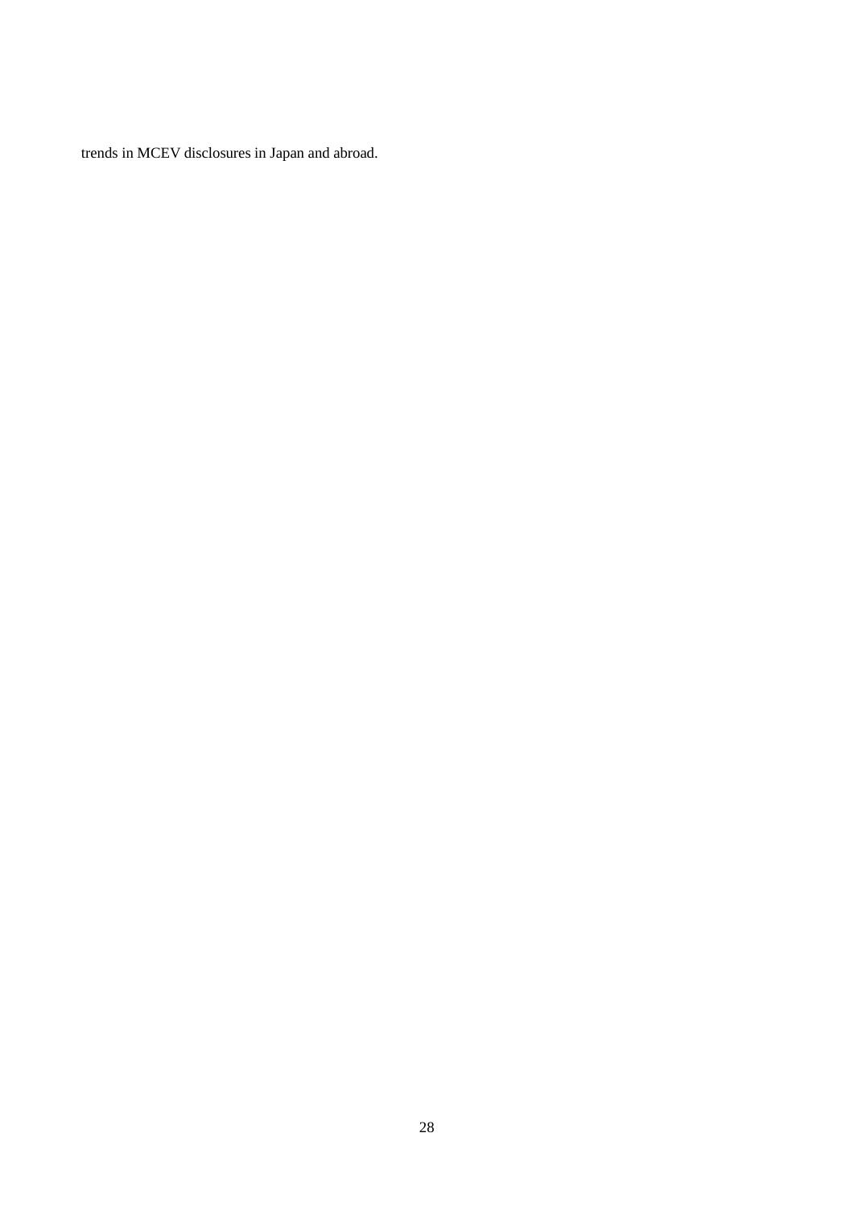trends in MCEV disclosures in Japan and abroad.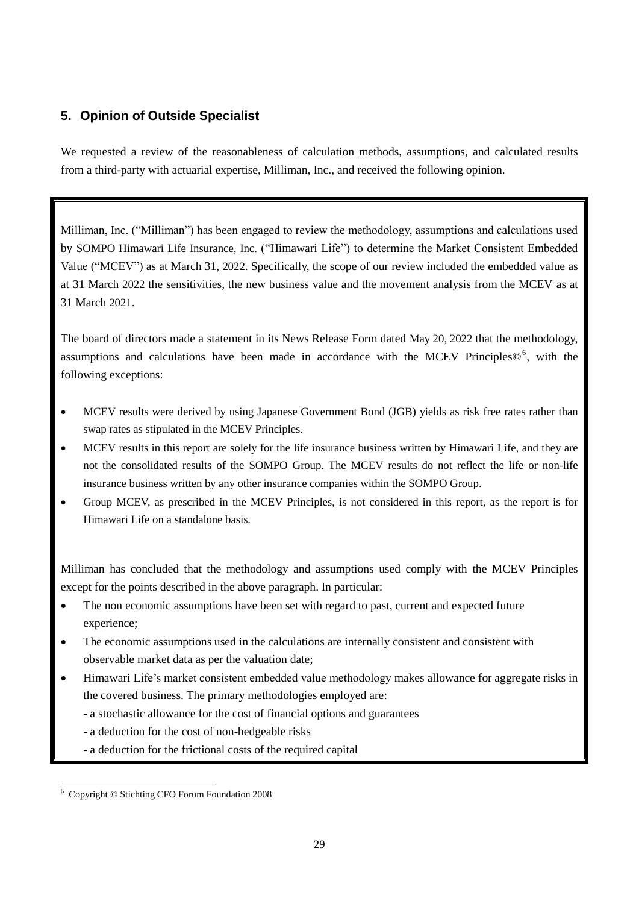## 5. Opinion of Outside Specialist

We requested a review of the reasonableness of calculation methods, assumptions, and calculated results from a third-party with actuarial expertise, Milliman, Inc., and received the following opinion.

Milliman, Inc. ("Milliman") has been engaged to review the methodology, assumptions and calculations used by SOMPO Himawari Life Insurance, Inc. ("Himawari Life") to determine the Market Consistent Embedded Value ("MCEV") as at March 31, 2022. Specifically, the scope of our review included the embedded value as at 31 March 2022 the sensitivities, the new business value and the movement analysis from the MCEV as at 31 March 2021.

The board of directors made a statement in its News Release Form dated May 20, 2022 that the methodology, assumptions and calculations have been made in accordance with the MCEV Principles©[6], with the following exceptions:

- MCEV results were derived by using Japanese Government Bond (JGB) yields as risk free rates rather than swap rates as stipulated in the MCEV Principles.
- MCEV results in this report are solely for the life insurance business written by Himawari Life, and they are not the consolidated results of the SOMPO Group. The MCEV results do not reflect the life or non-life insurance business written by any other insurance companies within the SOMPO Group.
- Group MCEV, as prescribed in the MCEV Principles, is not considered in this report, as the report is for Himawari Life on a standalone basis.

Milliman has concluded that the methodology and assumptions used comply with the MCEV Principles except for the points described in the above paragraph. In particular:

- The non economic assumptions have been set with regard to past, current and expected future experience;
- The economic assumptions used in the calculations are internally consistent and consistent with observable market data as per the valuation date;
- Himawari Life's market consistent embedded value methodology makes allowance for aggregate risks in the covered business. The primary methodologies employed are:
  - a stochastic allowance for the cost of financial options and guarantees
  - a deduction for the cost of non-hedgeable risks
  - a deduction for the frictional costs of the required capital

[6] Copyright © Stichting CFO Forum Foundation 2008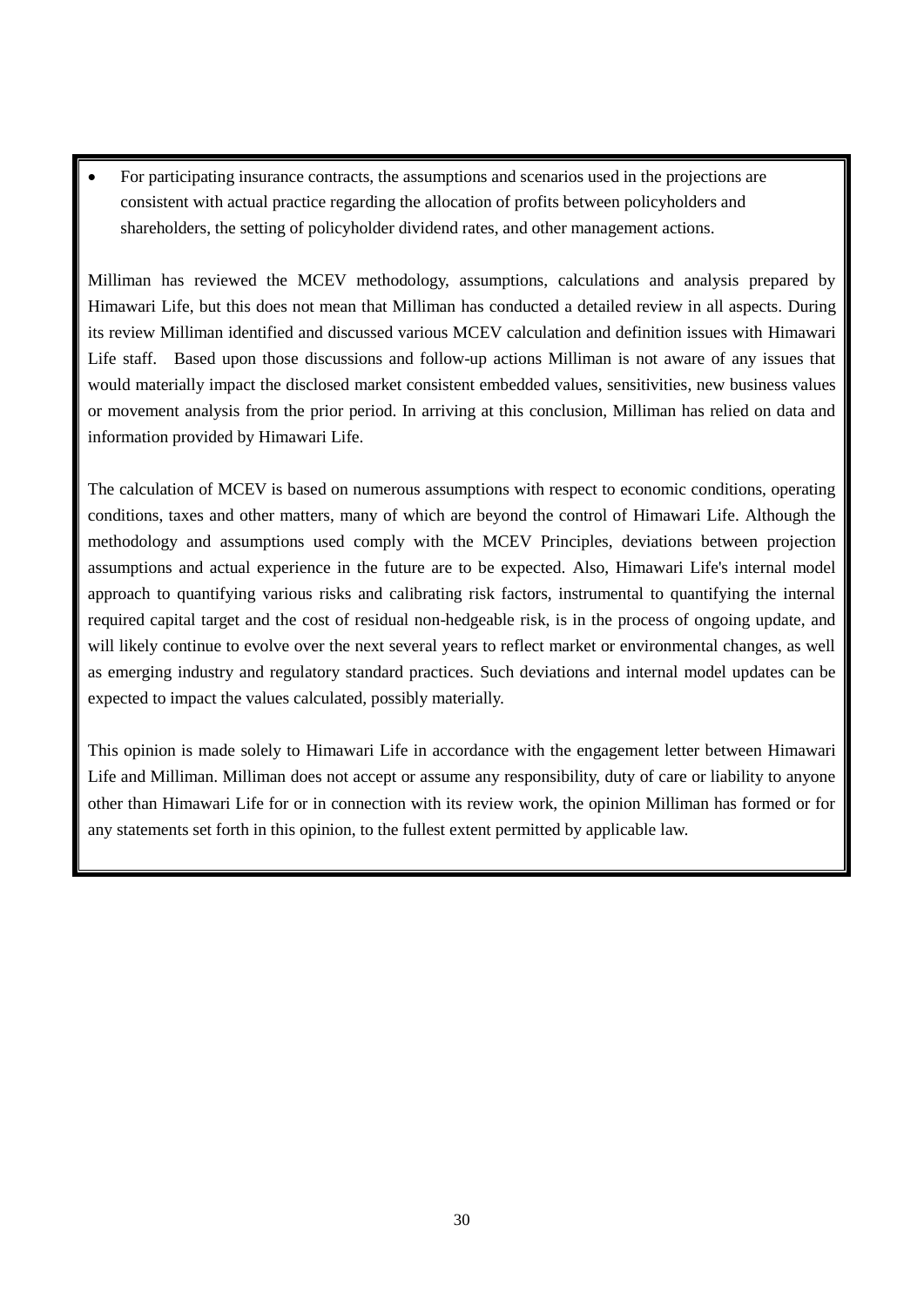- For participating insurance contracts, the assumptions and scenarios used in the projections are consistent with actual practice regarding the allocation of profits between policyholders and shareholders, the setting of policyholder dividend rates, and other management actions.

Milliman has reviewed the MCEV methodology, assumptions, calculations and analysis prepared by Himawari Life, but this does not mean that Milliman has conducted a detailed review in all aspects. During its review Milliman identified and discussed various MCEV calculation and definition issues with Himawari Life staff. Based upon those discussions and follow-up actions Milliman is not aware of any issues that would materially impact the disclosed market consistent embedded values, sensitivities, new business values or movement analysis from the prior period. In arriving at this conclusion, Milliman has relied on data and information provided by Himawari Life.

The calculation of MCEV is based on numerous assumptions with respect to economic conditions, operating conditions, taxes and other matters, many of which are beyond the control of Himawari Life. Although the methodology and assumptions used comply with the MCEV Principles, deviations between projection assumptions and actual experience in the future are to be expected. Also, Himawari Life's internal model approach to quantifying various risks and calibrating risk factors, instrumental to quantifying the internal required capital target and the cost of residual non-hedgeable risk, is in the process of ongoing update, and will likely continue to evolve over the next several years to reflect market or environmental changes, as well as emerging industry and regulatory standard practices. Such deviations and internal model updates can be expected to impact the values calculated, possibly materially.

This opinion is made solely to Himawari Life in accordance with the engagement letter between Himawari Life and Milliman. Milliman does not accept or assume any responsibility, duty of care or liability to anyone other than Himawari Life for or in connection with its review work, the opinion Milliman has formed or for any statements set forth in this opinion, to the fullest extent permitted by applicable law.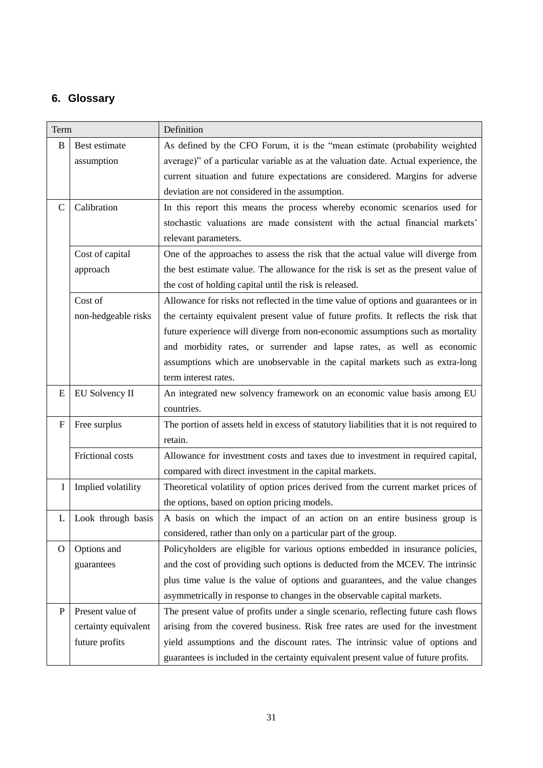## 6. Glossary

| Term | | Definition |
|---|---|---|
| B | Best estimate assumption | As defined by the CFO Forum, it is the "mean estimate (probability weighted average)" of a particular variable as at the valuation date. Actual experience, the current situation and future expectations are considered. Margins for adverse deviation are not considered in the assumption. |
| C | Calibration | In this report this means the process whereby economic scenarios used for stochastic valuations are made consistent with the actual financial markets' relevant parameters. |
| | Cost of capital approach | One of the approaches to assess the risk that the actual value will diverge from the best estimate value. The allowance for the risk is set as the present value of the cost of holding capital until the risk is released. |
| | Cost of non-hedgeable risks | Allowance for risks not reflected in the time value of options and guarantees or in the certainty equivalent present value of future profits. It reflects the risk that future experience will diverge from non-economic assumptions such as mortality and morbidity rates, or surrender and lapse rates, as well as economic assumptions which are unobservable in the capital markets such as extra-long term interest rates. |
| E | EU Solvency II | An integrated new solvency framework on an economic value basis among EU countries. |
| F | Free surplus | The portion of assets held in excess of statutory liabilities that it is not required to retain. |
| | Frictional costs | Allowance for investment costs and taxes due to investment in required capital, compared with direct investment in the capital markets. |
| I | Implied volatility | Theoretical volatility of option prices derived from the current market prices of the options, based on option pricing models. |
| L | Look through basis | A basis on which the impact of an action on an entire business group is considered, rather than only on a particular part of the group. |
| O | Options and guarantees | Policyholders are eligible for various options embedded in insurance policies, and the cost of providing such options is deducted from the MCEV. The intrinsic plus time value is the value of options and guarantees, and the value changes asymmetrically in response to changes in the observable capital markets. |
| P | Present value of certainty equivalent future profits | The present value of profits under a single scenario, reflecting future cash flows arising from the covered business. Risk free rates are used for the investment yield assumptions and the discount rates. The intrinsic value of options and guarantees is included in the certainty equivalent present value of future profits. |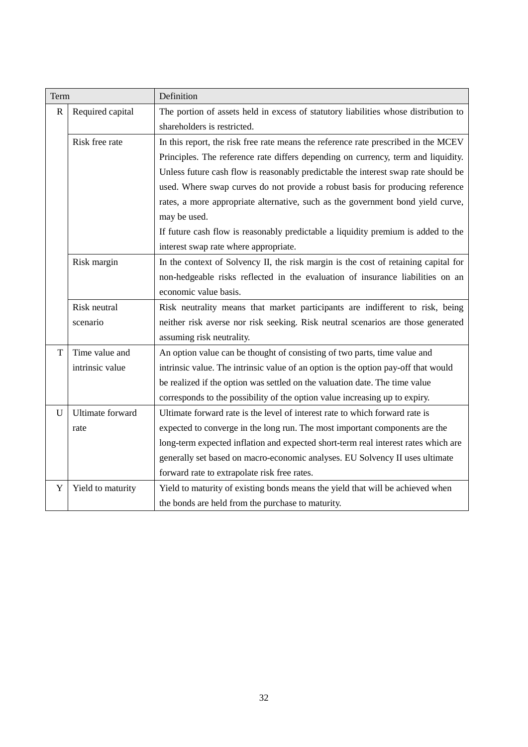| Term | | Definition |
|---|---|---|
| R | Required capital | The portion of assets held in excess of statutory liabilities whose distribution to shareholders is restricted. |
| | Risk free rate | In this report, the risk free rate means the reference rate prescribed in the MCEV Principles. The reference rate differs depending on currency, term and liquidity. Unless future cash flow is reasonably predictable the interest swap rate should be used. Where swap curves do not provide a robust basis for producing reference rates, a more appropriate alternative, such as the government bond yield curve, may be used.<br>If future cash flow is reasonably predictable a liquidity premium is added to the interest swap rate where appropriate. |
| | Risk margin | In the context of Solvency II, the risk margin is the cost of retaining capital for non-hedgeable risks reflected in the evaluation of insurance liabilities on an economic value basis. |
| | Risk neutral scenario | Risk neutrality means that market participants are indifferent to risk, being neither risk averse nor risk seeking. Risk neutral scenarios are those generated assuming risk neutrality. |
| T | Time value and intrinsic value | An option value can be thought of consisting of two parts, time value and intrinsic value. The intrinsic value of an option is the option pay-off that would be realized if the option was settled on the valuation date. The time value corresponds to the possibility of the option value increasing up to expiry. |
| U | Ultimate forward rate | Ultimate forward rate is the level of interest rate to which forward rate is expected to converge in the long run. The most important components are the long-term expected inflation and expected short-term real interest rates which are generally set based on macro-economic analyses. EU Solvency II uses ultimate forward rate to extrapolate risk free rates. |
| Y | Yield to maturity | Yield to maturity of existing bonds means the yield that will be achieved when the bonds are held from the purchase to maturity. |